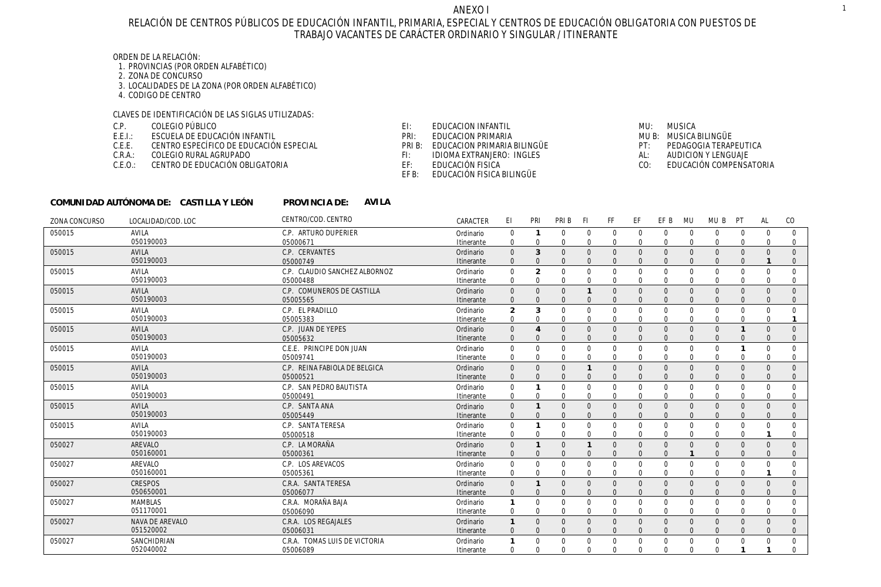# ANEXO I

## RELACIÓN DE CENTROS PÚBLICOS DE EDUCACIÓN INFANTIL, PRIMARIA, ESPECIAL Y CENTROS DE EDUCACIÓN OBLIGATORIA CON PUESTOS DE TRABAJO VACANTES DE CARÁCTER ORDINARIO Y SINGULAR / ITINERANTE

ORDEN DE LA RELACIÓN:
1. PROVINCIAS (POR ORDEN ALFABÉTICO)
2. ZONA DE CONCURSO
3. LOCALIDADES DE LA ZONA (POR ORDEN ALFABÉTICO)
4. CODIGO DE CENTRO

CLAVES DE IDENTIFICACIÓN DE LAS SIGLAS UTILIZADAS:

| | | | | | |
|---|---|---|---|---|---|
| C.P. | COLEGIO PÚBLICO | EI: | EDUCACION INFANTIL | MU: | MUSICA |
| E.E.I.: | ESCUELA DE EDUCACIÓN INFANTIL | PRI: | EDUCACION PRIMARIA | MU B: | MUSICA BILINGÜE |
| C.E.E. | CENTRO ESPECÍFICO DE EDUCACIÓN ESPECIAL | PRI B: | EDUCACION PRIMARIA BILINGÜE | PT: | PEDAGOGIA TERAPEUTICA |
| C.R.A.: | COLEGIO RURAL AGRUPADO | FI: | IDIOMA EXTRANJERO: INGLES | AL: | AUDICION Y LENGUAJE |
| C.E.O.: | CENTRO DE EDUCACIÓN OBLIGATORIA | EF: | EDUCACIÓN FISICA | CO: | EDUCACIÓN COMPENSATORIA |
| | | EF B: | EDUCACIÓN FISICA BILINGÜE | | |

**COMUNIDAD AUTÓNOMA DE: CASTILLA Y LEÓN** **PROVINCIA DE: AVILA**

| ZONA CONCURSO | LOCALIDAD/COD. LOC | CENTRO/COD. CENTRO | CARACTER | EI | PRI | PRI B | FI | FF | EF | EF B | MU | MU B | PT | AL | CO |
|---|---|---|---|---|---|---|---|---|---|---|---|---|---|---|---|
| 050015 | AVILA 050190003 | C.P. ARTURO DUPERIER 05000671 | Ordinario | 0 | 1 | 0 | 0 | 0 | 0 | 0 | 0 | 0 | 0 | 0 | 0 |
| | | | Itinerante | 0 | 0 | 0 | 0 | 0 | 0 | 0 | 0 | 0 | 0 | 0 | 0 |
| 050015 | AVILA 050190003 | C.P. CERVANTES 05000749 | Ordinario | 0 | 3 | 0 | 0 | 0 | 0 | 0 | 0 | 0 | 0 | 0 | 0 |
| | | | Itinerante | 0 | 0 | 0 | 0 | 0 | 0 | 0 | 0 | 0 | 0 | 1 | 0 |
| 050015 | AVILA 050190003 | C.P. CLAUDIO SANCHEZ ALBORNOZ 05000488 | Ordinario | 0 | 2 | 0 | 0 | 0 | 0 | 0 | 0 | 0 | 0 | 0 | 0 |
| | | | Itinerante | 0 | 0 | 0 | 0 | 0 | 0 | 0 | 0 | 0 | 0 | 0 | 0 |
| 050015 | AVILA 050190003 | C.P. COMUNEROS DE CASTILLA 05005565 | Ordinario | 0 | 0 | 0 | 1 | 0 | 0 | 0 | 0 | 0 | 0 | 0 | 0 |
| | | | Itinerante | 0 | 0 | 0 | 0 | 0 | 0 | 0 | 0 | 0 | 0 | 0 | 0 |
| 050015 | AVILA 050190003 | C.P. EL PRADILLO 05005383 | Ordinario | 2 | 3 | 0 | 0 | 0 | 0 | 0 | 0 | 0 | 0 | 0 | 0 |
| | | | Itinerante | 0 | 0 | 0 | 0 | 0 | 0 | 0 | 0 | 0 | 0 | 0 | 1 |
| 050015 | AVILA 050190003 | C.P. JUAN DE YEPES 05005632 | Ordinario | 0 | 4 | 0 | 0 | 0 | 0 | 0 | 0 | 0 | 1 | 0 | 0 |
| | | | Itinerante | 0 | 0 | 0 | 0 | 0 | 0 | 0 | 0 | 0 | 0 | 0 | 0 |
| 050015 | AVILA 050190003 | C.E.E. PRINCIPE DON JUAN 05009741 | Ordinario | 0 | 0 | 0 | 0 | 0 | 0 | 0 | 0 | 0 | 1 | 0 | 0 |
| | | | Itinerante | 0 | 0 | 0 | 0 | 0 | 0 | 0 | 0 | 0 | 0 | 0 | 0 |
| 050015 | AVILA 050190003 | C.P. REINA FABIOLA DE BELGICA 05000521 | Ordinario | 0 | 0 | 0 | 1 | 0 | 0 | 0 | 0 | 0 | 0 | 0 | 0 |
| | | | Itinerante | 0 | 0 | 0 | 0 | 0 | 0 | 0 | 0 | 0 | 0 | 0 | 0 |
| 050015 | AVILA 050190003 | C.P. SAN PEDRO BAUTISTA 05000491 | Ordinario | 0 | 1 | 0 | 0 | 0 | 0 | 0 | 0 | 0 | 0 | 0 | 0 |
| | | | Itinerante | 0 | 0 | 0 | 0 | 0 | 0 | 0 | 0 | 0 | 0 | 0 | 0 |
| 050015 | AVILA 050190003 | C.P. SANTA ANA 05005449 | Ordinario | 0 | 1 | 0 | 0 | 0 | 0 | 0 | 0 | 0 | 0 | 0 | 0 |
| | | | Itinerante | 0 | 0 | 0 | 0 | 0 | 0 | 0 | 0 | 0 | 0 | 0 | 0 |
| 050015 | AVILA 050190003 | C.P. SANTA TERESA 05000518 | Ordinario | 0 | 1 | 0 | 0 | 0 | 0 | 0 | 0 | 0 | 0 | 0 | 0 |
| | | | Itinerante | 0 | 0 | 0 | 0 | 0 | 0 | 0 | 0 | 0 | 0 | 1 | 0 |
| 050027 | AREVALO 050160001 | C.P. LA MORAÑA 05000361 | Ordinario | 0 | 1 | 0 | 1 | 0 | 0 | 0 | 0 | 0 | 0 | 0 | 0 |
| | | | Itinerante | 0 | 0 | 0 | 0 | 0 | 0 | 0 | 1 | 0 | 0 | 0 | 0 |
| 050027 | AREVALO 050160001 | C.P. LOS AREVACOS 05005361 | Ordinario | 0 | 0 | 0 | 0 | 0 | 0 | 0 | 0 | 0 | 0 | 0 | 0 |
| | | | Itinerante | 0 | 0 | 0 | 0 | 0 | 0 | 0 | 0 | 0 | 0 | 1 | 0 |
| 050027 | CRESPOS 050650001 | C.R.A. SANTA TERESA 05006077 | Ordinario | 0 | 1 | 0 | 0 | 0 | 0 | 0 | 0 | 0 | 0 | 0 | 0 |
| | | | Itinerante | 0 | 0 | 0 | 0 | 0 | 0 | 0 | 0 | 0 | 0 | 0 | 0 |
| 050027 | MAMBLAS 051170001 | C.R.A. MORAÑA BAJA 05006090 | Ordinario | 1 | 0 | 0 | 0 | 0 | 0 | 0 | 0 | 0 | 0 | 0 | 0 |
| | | | Itinerante | 0 | 0 | 0 | 0 | 0 | 0 | 0 | 0 | 0 | 0 | 0 | 0 |
| 050027 | NAVA DE AREVALO 051520002 | C.R.A. LOS REGAJALES 05006031 | Ordinario | 1 | 0 | 0 | 0 | 0 | 0 | 0 | 0 | 0 | 0 | 0 | 0 |
| | | | Itinerante | 0 | 0 | 0 | 0 | 0 | 0 | 0 | 0 | 0 | 0 | 0 | 0 |
| 050027 | SANCHIDRIAN 052040002 | C.R.A. TOMAS LUIS DE VICTORIA 05006089 | Ordinario | 1 | 0 | 0 | 0 | 0 | 0 | 0 | 0 | 0 | 0 | 0 | 0 |
| | | | Itinerante | 0 | 0 | 0 | 0 | 0 | 0 | 0 | 0 | 0 | 1 | 1 | 0 |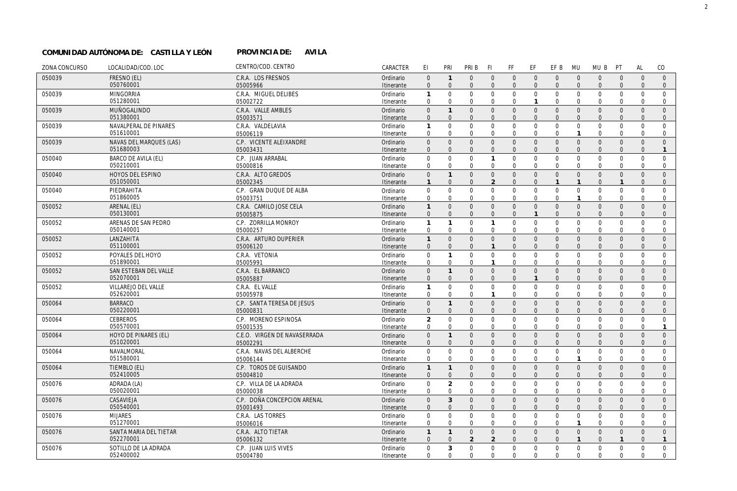**COMUNIDAD AUTÓNOMA DE: CASTILLA Y LEÓN** **PROVINCIA DE: AVILA**

| ZONA CONCURSO | LOCALIDAD/COD. LOC | CENTRO/COD. CENTRO | CARACTER | EI | PRI | PRI B | FI | FF | EF | EF B | MU | MU B | PT | AL | CO |
|---|---|---|---|---|---|---|---|---|---|---|---|---|---|---|---|
| 050039 | FRESNO (EL) | C.R.A. LOS FRESNOS | Ordinario | 0 | 1 | 0 | 0 | 0 | 0 | 0 | 0 | 0 | 0 | 0 | 0 |
| | 050760001 | 05005966 | Itinerante | 0 | 0 | 0 | 0 | 0 | 0 | 0 | 0 | 0 | 0 | 0 | 0 |
| 050039 | MINGORRIA | C.R.A. MIGUEL DELIBES | Ordinario | 1 | 0 | 0 | 0 | 0 | 0 | 0 | 0 | 0 | 0 | 0 | 0 |
| | 051280001 | 05002722 | Itinerante | 0 | 0 | 0 | 0 | 0 | 1 | 0 | 0 | 0 | 0 | 0 | 0 |
| 050039 | MUÑOGALINDO | C.R.A. VALLE AMBLES | Ordinario | 0 | 1 | 0 | 0 | 0 | 0 | 0 | 0 | 0 | 0 | 0 | 0 |
| | 051380001 | 05003571 | Itinerante | 0 | 0 | 0 | 0 | 0 | 0 | 0 | 0 | 0 | 0 | 0 | 0 |
| 050039 | NAVALPERAL DE PINARES | C.R.A. VALDELAVIA | Ordinario | 1 | 0 | 0 | 0 | 0 | 0 | 0 | 0 | 0 | 0 | 0 | 0 |
| | 051610001 | 05006119 | Itinerante | 0 | 0 | 0 | 0 | 0 | 0 | 0 | 1 | 0 | 0 | 0 | 0 |
| 050039 | NAVAS DEL MARQUES (LAS) | C.P. VICENTE ALEIXANDRE | Ordinario | 0 | 0 | 0 | 0 | 0 | 0 | 0 | 0 | 0 | 0 | 0 | 0 |
| | 051680003 | 05003431 | Itinerante | 0 | 0 | 0 | 0 | 0 | 0 | 0 | 0 | 0 | 0 | 0 | 1 |
| 050040 | BARCO DE AVILA (EL) | C.P. JUAN ARRABAL | Ordinario | 0 | 0 | 0 | 1 | 0 | 0 | 0 | 0 | 0 | 0 | 0 | 0 |
| | 050210001 | 05000816 | Itinerante | 0 | 0 | 0 | 0 | 0 | 0 | 0 | 0 | 0 | 0 | 0 | 0 |
| 050040 | HOYOS DEL ESPINO | C.R.A. ALTO GREDOS | Ordinario | 0 | 1 | 0 | 0 | 0 | 0 | 0 | 0 | 0 | 0 | 0 | 0 |
| | 051050001 | 05002345 | Itinerante | 1 | 0 | 0 | 2 | 0 | 0 | 1 | 1 | 0 | 1 | 0 | 0 |
| 050040 | PIEDRAHITA | C.P. GRAN DUQUE DE ALBA | Ordinario | 0 | 0 | 0 | 0 | 0 | 0 | 0 | 0 | 0 | 0 | 0 | 0 |
| | 051860005 | 05003751 | Itinerante | 0 | 0 | 0 | 0 | 0 | 0 | 0 | 1 | 0 | 0 | 0 | 0 |
| 050052 | ARENAL (EL) | C.R.A. CAMILO JOSE CELA | Ordinario | 1 | 0 | 0 | 0 | 0 | 0 | 0 | 0 | 0 | 0 | 0 | 0 |
| | 050130001 | 05005875 | Itinerante | 0 | 0 | 0 | 0 | 0 | 1 | 0 | 0 | 0 | 0 | 0 | 0 |
| 050052 | ARENAS DE SAN PEDRO | C.P. ZORRILLA MONROY | Ordinario | 1 | 1 | 0 | 1 | 0 | 0 | 0 | 0 | 0 | 0 | 0 | 0 |
| | 050140001 | 05000257 | Itinerante | 0 | 0 | 0 | 0 | 0 | 0 | 0 | 0 | 0 | 0 | 0 | 0 |
| 050052 | LANZAHITA | C.R.A. ARTURO DUPERIER | Ordinario | 1 | 0 | 0 | 0 | 0 | 0 | 0 | 0 | 0 | 0 | 0 | 0 |
| | 051100001 | 05006120 | Itinerante | 0 | 0 | 0 | 1 | 0 | 0 | 0 | 0 | 0 | 0 | 0 | 0 |
| 050052 | POYALES DEL HOYO | C.R.A. VETONIA | Ordinario | 0 | 1 | 0 | 0 | 0 | 0 | 0 | 0 | 0 | 0 | 0 | 0 |
| | 051890001 | 05005991 | Itinerante | 0 | 0 | 0 | 1 | 0 | 0 | 0 | 0 | 0 | 0 | 0 | 0 |
| 050052 | SAN ESTEBAN DEL VALLE | C.R.A. EL BARRANCO | Ordinario | 0 | 1 | 0 | 0 | 0 | 0 | 0 | 0 | 0 | 0 | 0 | 0 |
| | 052070001 | 05005887 | Itinerante | 0 | 0 | 0 | 0 | 0 | 1 | 0 | 0 | 0 | 0 | 0 | 0 |
| 050052 | VILLAREJO DEL VALLE | C.R.A. EL VALLE | Ordinario | 1 | 0 | 0 | 0 | 0 | 0 | 0 | 0 | 0 | 0 | 0 | 0 |
| | 052620001 | 05005978 | Itinerante | 0 | 0 | 0 | 1 | 0 | 0 | 0 | 0 | 0 | 0 | 0 | 0 |
| 050064 | BARRACO | C.P. SANTA TERESA DE JESUS | Ordinario | 0 | 1 | 0 | 0 | 0 | 0 | 0 | 0 | 0 | 0 | 0 | 0 |
| | 050220001 | 05000831 | Itinerante | 0 | 0 | 0 | 0 | 0 | 0 | 0 | 0 | 0 | 0 | 0 | 0 |
| 050064 | CEBREROS | C.P. MORENO ESPINOSA | Ordinario | 2 | 0 | 0 | 0 | 0 | 0 | 0 | 0 | 0 | 0 | 0 | 0 |
| | 050570001 | 05001535 | Itinerante | 0 | 0 | 0 | 0 | 0 | 0 | 0 | 0 | 0 | 0 | 0 | 1 |
| 050064 | HOYO DE PINARES (EL) | C.E.O. VIRGEN DE NAVASERRADA | Ordinario | 0 | 1 | 0 | 0 | 0 | 0 | 0 | 0 | 0 | 0 | 0 | 0 |
| | 051020001 | 05002291 | Itinerante | 0 | 0 | 0 | 0 | 0 | 0 | 0 | 0 | 0 | 0 | 0 | 0 |
| 050064 | NAVALMORAL | C.R.A. NAVAS DEL ALBERCHE | Ordinario | 0 | 0 | 0 | 0 | 0 | 0 | 0 | 0 | 0 | 0 | 0 | 0 |
| | 051580001 | 05006144 | Itinerante | 0 | 0 | 0 | 0 | 0 | 0 | 0 | 1 | 0 | 0 | 0 | 0 |
| 050064 | TIEMBLO (EL) | C.P. TOROS DE GUISANDO | Ordinario | 1 | 1 | 0 | 0 | 0 | 0 | 0 | 0 | 0 | 0 | 0 | 0 |
| | 052410005 | 05004810 | Itinerante | 0 | 0 | 0 | 0 | 0 | 0 | 0 | 0 | 0 | 0 | 0 | 0 |
| 050076 | ADRADA (LA) | C.P. VILLA DE LA ADRADA | Ordinario | 0 | 2 | 0 | 0 | 0 | 0 | 0 | 0 | 0 | 0 | 0 | 0 |
| | 050020001 | 05000038 | Itinerante | 0 | 0 | 0 | 0 | 0 | 0 | 0 | 0 | 0 | 0 | 0 | 0 |
| 050076 | CASAVIEJA | C.P. DOÑA CONCEPCION ARENAL | Ordinario | 0 | 3 | 0 | 0 | 0 | 0 | 0 | 0 | 0 | 0 | 0 | 0 |
| | 050540001 | 05001493 | Itinerante | 0 | 0 | 0 | 0 | 0 | 0 | 0 | 0 | 0 | 0 | 0 | 0 |
| 050076 | MIJARES | C.R.A. LAS TORRES | Ordinario | 0 | 0 | 0 | 0 | 0 | 0 | 0 | 0 | 0 | 0 | 0 | 0 |
| | 051270001 | 05006016 | Itinerante | 0 | 0 | 0 | 0 | 0 | 0 | 0 | 1 | 0 | 0 | 0 | 0 |
| 050076 | SANTA MARIA DEL TIETAR | C.R.A. ALTO TIETAR | Ordinario | 1 | 1 | 0 | 0 | 0 | 0 | 0 | 0 | 0 | 0 | 0 | 0 |
| | 052270001 | 05006132 | Itinerante | 0 | 0 | 2 | 2 | 0 | 0 | 0 | 1 | 0 | 1 | 0 | 1 |
| 050076 | SOTILLO DE LA ADRADA | C.P. JUAN LUIS VIVES | Ordinario | 0 | 3 | 0 | 0 | 0 | 0 | 0 | 0 | 0 | 0 | 0 | 0 |
| | 052400002 | 05004780 | Itinerante | 0 | 0 | 0 | 0 | 0 | 0 | 0 | 0 | 0 | 0 | 0 | 0 |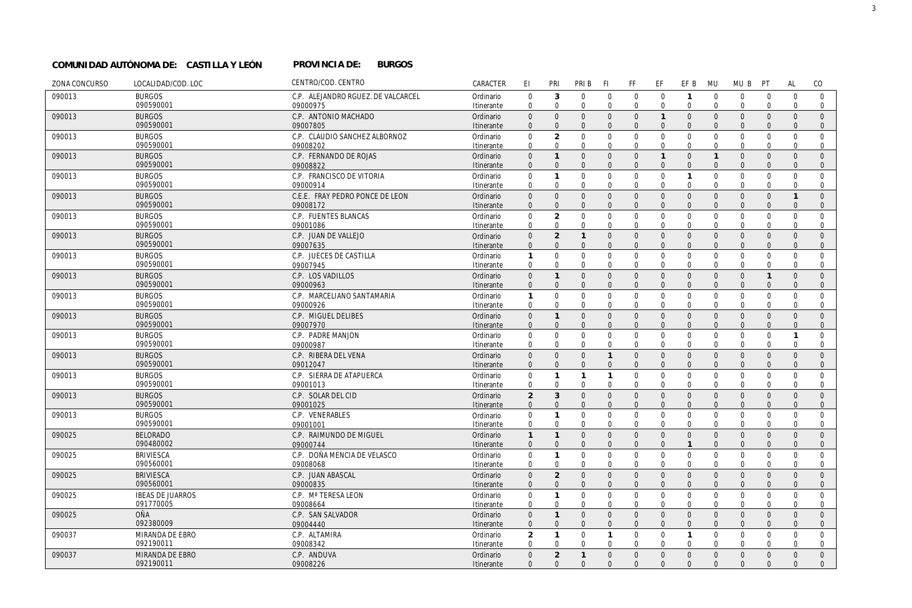**COMUNIDAD AUTÓNOMA DE: CASTILLA Y LEÓN** **PROVINCIA DE: BURGOS**

| ZONA CONCURSO | LOCALIDAD/COD. LOC | CENTRO/COD. CENTRO | CARACTER | EI | PRI | PRI B | FI | FF | EF | EF B | MU | MU B | PT | AL | CO |
|---|---|---|---|---|---|---|---|---|---|---|---|---|---|---|---|
| 090013 | BURGOS | C.P. ALEJANDRO RGUEZ. DE VALCARCEL | Ordinario | 0 | 3 | 0 | 0 | 0 | 0 | 1 | 0 | 0 | 0 | 0 | 0 |
| | 090590001 | 09000975 | Itinerante | 0 | 0 | 0 | 0 | 0 | 0 | 0 | 0 | 0 | 0 | 0 | 0 |
| 090013 | BURGOS | C.P. ANTONIO MACHADO | Ordinario | 0 | 0 | 0 | 0 | 0 | 1 | 0 | 0 | 0 | 0 | 0 | 0 |
| | 090590001 | 09007805 | Itinerante | 0 | 0 | 0 | 0 | 0 | 0 | 0 | 0 | 0 | 0 | 0 | 0 |
| 090013 | BURGOS | C.P. CLAUDIO SANCHEZ ALBORNOZ | Ordinario | 0 | 2 | 0 | 0 | 0 | 0 | 0 | 0 | 0 | 0 | 0 | 0 |
| | 090590001 | 09008202 | Itinerante | 0 | 0 | 0 | 0 | 0 | 0 | 0 | 0 | 0 | 0 | 0 | 0 |
| 090013 | BURGOS | C.P. FERNANDO DE ROJAS | Ordinario | 0 | 1 | 0 | 0 | 0 | 1 | 0 | 1 | 0 | 0 | 0 | 0 |
| | 090590001 | 09008822 | Itinerante | 0 | 0 | 0 | 0 | 0 | 0 | 0 | 0 | 0 | 0 | 0 | 0 |
| 090013 | BURGOS | C.P. FRANCISCO DE VITORIA | Ordinario | 0 | 1 | 0 | 0 | 0 | 0 | 1 | 0 | 0 | 0 | 0 | 0 |
| | 090590001 | 09000914 | Itinerante | 0 | 0 | 0 | 0 | 0 | 0 | 0 | 0 | 0 | 0 | 0 | 0 |
| 090013 | BURGOS | C.E.E. FRAY PEDRO PONCE DE LEON | Ordinario | 0 | 0 | 0 | 0 | 0 | 0 | 0 | 0 | 0 | 0 | 1 | 0 |
| | 090590001 | 09008172 | Itinerante | 0 | 0 | 0 | 0 | 0 | 0 | 0 | 0 | 0 | 0 | 0 | 0 |
| 090013 | BURGOS | C.P. FUENTES BLANCAS | Ordinario | 0 | 2 | 0 | 0 | 0 | 0 | 0 | 0 | 0 | 0 | 0 | 0 |
| | 090590001 | 09001086 | Itinerante | 0 | 0 | 0 | 0 | 0 | 0 | 0 | 0 | 0 | 0 | 0 | 0 |
| 090013 | BURGOS | C.P. JUAN DE VALLEJO | Ordinario | 0 | 2 | 1 | 0 | 0 | 0 | 0 | 0 | 0 | 0 | 0 | 0 |
| | 090590001 | 09007635 | Itinerante | 0 | 0 | 0 | 0 | 0 | 0 | 0 | 0 | 0 | 0 | 0 | 0 |
| 090013 | BURGOS | C.P. JUECES DE CASTILLA | Ordinario | 1 | 0 | 0 | 0 | 0 | 0 | 0 | 0 | 0 | 0 | 0 | 0 |
| | 090590001 | 09007945 | Itinerante | 0 | 0 | 0 | 0 | 0 | 0 | 0 | 0 | 0 | 0 | 0 | 0 |
| 090013 | BURGOS | C.P. LOS VADILLOS | Ordinario | 0 | 1 | 0 | 0 | 0 | 0 | 0 | 0 | 0 | 1 | 0 | 0 |
| | 090590001 | 09000963 | Itinerante | 0 | 0 | 0 | 0 | 0 | 0 | 0 | 0 | 0 | 0 | 0 | 0 |
| 090013 | BURGOS | C.P. MARCELIANO SANTAMARIA | Ordinario | 1 | 0 | 0 | 0 | 0 | 0 | 0 | 0 | 0 | 0 | 0 | 0 |
| | 090590001 | 09000926 | Itinerante | 0 | 0 | 0 | 0 | 0 | 0 | 0 | 0 | 0 | 0 | 0 | 0 |
| 090013 | BURGOS | C.P. MIGUEL DELIBES | Ordinario | 0 | 1 | 0 | 0 | 0 | 0 | 0 | 0 | 0 | 0 | 0 | 0 |
| | 090590001 | 09007970 | Itinerante | 0 | 0 | 0 | 0 | 0 | 0 | 0 | 0 | 0 | 0 | 0 | 0 |
| 090013 | BURGOS | C.P. PADRE MANJON | Ordinario | 0 | 0 | 0 | 0 | 0 | 0 | 0 | 0 | 0 | 0 | 1 | 0 |
| | 090590001 | 09000987 | Itinerante | 0 | 0 | 0 | 0 | 0 | 0 | 0 | 0 | 0 | 0 | 0 | 0 |
| 090013 | BURGOS | C.P. RIBERA DEL VENA | Ordinario | 0 | 0 | 0 | 1 | 0 | 0 | 0 | 0 | 0 | 0 | 0 | 0 |
| | 090590001 | 09012047 | Itinerante | 0 | 0 | 0 | 0 | 0 | 0 | 0 | 0 | 0 | 0 | 0 | 0 |
| 090013 | BURGOS | C.P. SIERRA DE ATAPUERCA | Ordinario | 0 | 1 | 1 | 1 | 0 | 0 | 0 | 0 | 0 | 0 | 0 | 0 |
| | 090590001 | 09001013 | Itinerante | 0 | 0 | 0 | 0 | 0 | 0 | 0 | 0 | 0 | 0 | 0 | 0 |
| 090013 | BURGOS | C.P. SOLAR DEL CID | Ordinario | 2 | 3 | 0 | 0 | 0 | 0 | 0 | 0 | 0 | 0 | 0 | 0 |
| | 090590001 | 09001025 | Itinerante | 0 | 0 | 0 | 0 | 0 | 0 | 0 | 0 | 0 | 0 | 0 | 0 |
| 090013 | BURGOS | C.P. VENERABLES | Ordinario | 0 | 1 | 0 | 0 | 0 | 0 | 0 | 0 | 0 | 0 | 0 | 0 |
| | 090590001 | 09001001 | Itinerante | 0 | 0 | 0 | 0 | 0 | 0 | 0 | 0 | 0 | 0 | 0 | 0 |
| 090025 | BELORADO | C.P. RAIMUNDO DE MIGUEL | Ordinario | 1 | 1 | 0 | 0 | 0 | 0 | 0 | 0 | 0 | 0 | 0 | 0 |
| | 090480002 | 09000744 | Itinerante | 0 | 0 | 0 | 0 | 0 | 0 | 1 | 0 | 0 | 0 | 0 | 0 |
| 090025 | BRIVIESCA | C.P. DOÑA MENCIA DE VELASCO | Ordinario | 0 | 1 | 0 | 0 | 0 | 0 | 0 | 0 | 0 | 0 | 0 | 0 |
| | 090560001 | 09008068 | Itinerante | 0 | 0 | 0 | 0 | 0 | 0 | 0 | 0 | 0 | 0 | 0 | 0 |
| 090025 | BRIVIESCA | C.P. JUAN ABASCAL | Ordinario | 0 | 2 | 0 | 0 | 0 | 0 | 0 | 0 | 0 | 0 | 0 | 0 |
| | 090560001 | 09000835 | Itinerante | 0 | 0 | 0 | 0 | 0 | 0 | 0 | 0 | 0 | 0 | 0 | 0 |
| 090025 | IBEAS DE JUARROS | C.P. Mª TERESA LEON | Ordinario | 0 | 1 | 0 | 0 | 0 | 0 | 0 | 0 | 0 | 0 | 0 | 0 |
| | 091770005 | 09008664 | Itinerante | 0 | 0 | 0 | 0 | 0 | 0 | 0 | 0 | 0 | 0 | 0 | 0 |
| 090025 | OÑA | C.P. SAN SALVADOR | Ordinario | 0 | 1 | 0 | 0 | 0 | 0 | 0 | 0 | 0 | 0 | 0 | 0 |
| | 092380009 | 09004440 | Itinerante | 0 | 0 | 0 | 0 | 0 | 0 | 0 | 0 | 0 | 0 | 0 | 0 |
| 090037 | MIRANDA DE EBRO | C.P. ALTAMIRA | Ordinario | 2 | 1 | 0 | 1 | 0 | 0 | 1 | 0 | 0 | 0 | 0 | 0 |
| | 092190011 | 09008342 | Itinerante | 0 | 0 | 0 | 0 | 0 | 0 | 0 | 0 | 0 | 0 | 0 | 0 |
| 090037 | MIRANDA DE EBRO | C.P. ANDUVA | Ordinario | 0 | 2 | 1 | 0 | 0 | 0 | 0 | 0 | 0 | 0 | 0 | 0 |
| | 092190011 | 09008226 | Itinerante | 0 | 0 | 0 | 0 | 0 | 0 | 0 | 0 | 0 | 0 | 0 | 0 |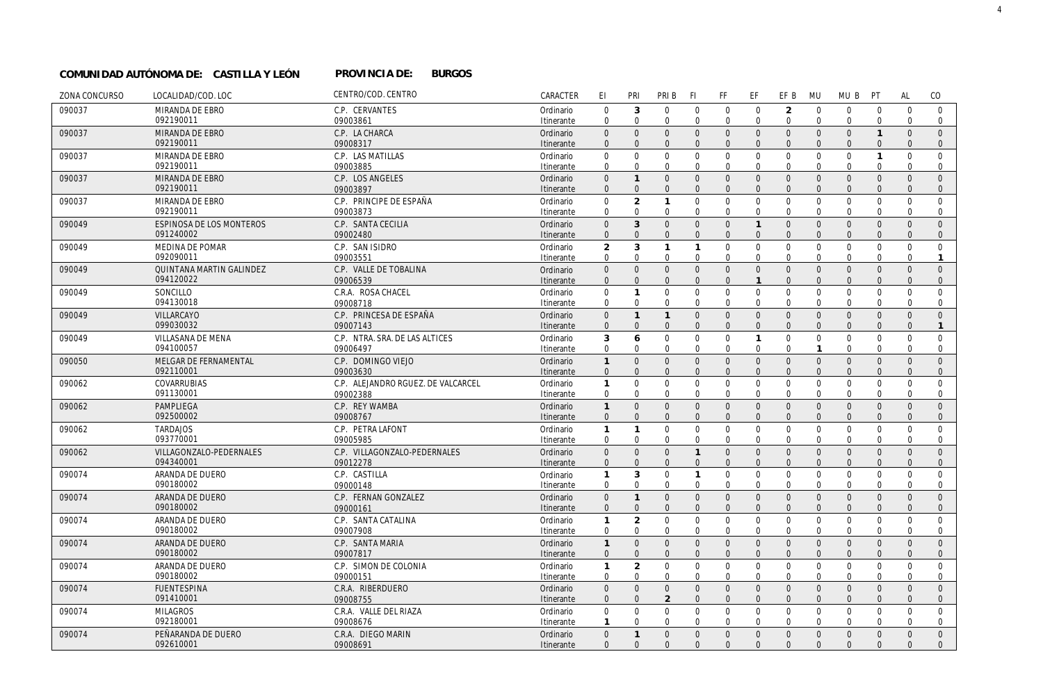**COMUNIDAD AUTÓNOMA DE: CASTILLA Y LEÓN** **PROVINCIA DE: BURGOS**

| ZONA CONCURSO | LOCALIDAD/COD. LOC | CENTRO/COD. CENTRO | CARACTER | EI | PRI | PRI B | FI | FF | EF | EF B | MU | MU B | PT | AL | CO |
|---|---|---|---|---|---|---|---|---|---|---|---|---|---|---|---|
| 090037 | MIRANDA DE EBRO | C.P. CERVANTES | Ordinario | 0 | 3 | 0 | 0 | 0 | 0 | 2 | 0 | 0 | 0 | 0 | 0 |
| | 092190011 | 09003861 | Itinerante | 0 | 0 | 0 | 0 | 0 | 0 | 0 | 0 | 0 | 0 | 0 | 0 |
| 090037 | MIRANDA DE EBRO | C.P. LA CHARCA | Ordinario | 0 | 0 | 0 | 0 | 0 | 0 | 0 | 0 | 0 | 1 | 0 | 0 |
| | 092190011 | 09008317 | Itinerante | 0 | 0 | 0 | 0 | 0 | 0 | 0 | 0 | 0 | 0 | 0 | 0 |
| 090037 | MIRANDA DE EBRO | C.P. LAS MATILLAS | Ordinario | 0 | 0 | 0 | 0 | 0 | 0 | 0 | 0 | 0 | 1 | 0 | 0 |
| | 092190011 | 09003885 | Itinerante | 0 | 0 | 0 | 0 | 0 | 0 | 0 | 0 | 0 | 0 | 0 | 0 |
| 090037 | MIRANDA DE EBRO | C.P. LOS ANGELES | Ordinario | 0 | 1 | 0 | 0 | 0 | 0 | 0 | 0 | 0 | 0 | 0 | 0 |
| | 092190011 | 09003897 | Itinerante | 0 | 0 | 0 | 0 | 0 | 0 | 0 | 0 | 0 | 0 | 0 | 0 |
| 090037 | MIRANDA DE EBRO | C.P. PRINCIPE DE ESPAÑA | Ordinario | 0 | 2 | 1 | 0 | 0 | 0 | 0 | 0 | 0 | 0 | 0 | 0 |
| | 092190011 | 09003873 | Itinerante | 0 | 0 | 0 | 0 | 0 | 0 | 0 | 0 | 0 | 0 | 0 | 0 |
| 090049 | ESPINOSA DE LOS MONTEROS | C.P. SANTA CECILIA | Ordinario | 0 | 3 | 0 | 0 | 0 | 1 | 0 | 0 | 0 | 0 | 0 | 0 |
| | 091240002 | 09002480 | Itinerante | 0 | 0 | 0 | 0 | 0 | 0 | 0 | 0 | 0 | 0 | 0 | 0 |
| 090049 | MEDINA DE POMAR | C.P. SAN ISIDRO | Ordinario | 2 | 3 | 1 | 1 | 0 | 0 | 0 | 0 | 0 | 0 | 0 | 0 |
| | 092090011 | 09003551 | Itinerante | 0 | 0 | 0 | 0 | 0 | 0 | 0 | 0 | 0 | 0 | 0 | 1 |
| 090049 | QUINTANA MARTIN GALINDEZ | C.P. VALLE DE TOBALINA | Ordinario | 0 | 0 | 0 | 0 | 0 | 0 | 0 | 0 | 0 | 0 | 0 | 0 |
| | 094120022 | 09006539 | Itinerante | 0 | 0 | 0 | 0 | 0 | 1 | 0 | 0 | 0 | 0 | 0 | 0 |
| 090049 | SONCILLO | C.R.A. ROSA CHACEL | Ordinario | 0 | 1 | 0 | 0 | 0 | 0 | 0 | 0 | 0 | 0 | 0 | 0 |
| | 094130018 | 09008718 | Itinerante | 0 | 0 | 0 | 0 | 0 | 0 | 0 | 0 | 0 | 0 | 0 | 0 |
| 090049 | VILLARCAYO | C.P. PRINCESA DE ESPAÑA | Ordinario | 0 | 1 | 1 | 0 | 0 | 0 | 0 | 0 | 0 | 0 | 0 | 0 |
| | 099030032 | 09007143 | Itinerante | 0 | 0 | 0 | 0 | 0 | 0 | 0 | 0 | 0 | 0 | 0 | 1 |
| 090049 | VILLASANA DE MENA | C.P. NTRA. SRA. DE LAS ALTICES | Ordinario | 3 | 6 | 0 | 0 | 0 | 1 | 0 | 0 | 0 | 0 | 0 | 0 |
| | 094100057 | 09006497 | Itinerante | 0 | 0 | 0 | 0 | 0 | 0 | 0 | 1 | 0 | 0 | 0 | 0 |
| 090050 | MELGAR DE FERNAMENTAL | C.P. DOMINGO VIEJO | Ordinario | 1 | 0 | 0 | 0 | 0 | 0 | 0 | 0 | 0 | 0 | 0 | 0 |
| | 092110001 | 09003630 | Itinerante | 0 | 0 | 0 | 0 | 0 | 0 | 0 | 0 | 0 | 0 | 0 | 0 |
| 090062 | COVARRUBIAS | C.P. ALEJANDRO RGUEZ. DE VALCARCEL | Ordinario | 1 | 0 | 0 | 0 | 0 | 0 | 0 | 0 | 0 | 0 | 0 | 0 |
| | 091130001 | 09002388 | Itinerante | 0 | 0 | 0 | 0 | 0 | 0 | 0 | 0 | 0 | 0 | 0 | 0 |
| 090062 | PAMPLIEGA | C.P. REY WAMBA | Ordinario | 1 | 0 | 0 | 0 | 0 | 0 | 0 | 0 | 0 | 0 | 0 | 0 |
| | 092500002 | 09008767 | Itinerante | 0 | 0 | 0 | 0 | 0 | 0 | 0 | 0 | 0 | 0 | 0 | 0 |
| 090062 | TARDAJOS | C.P. PETRA LAFONT | Ordinario | 1 | 1 | 0 | 0 | 0 | 0 | 0 | 0 | 0 | 0 | 0 | 0 |
| | 093770001 | 09005985 | Itinerante | 0 | 0 | 0 | 0 | 0 | 0 | 0 | 0 | 0 | 0 | 0 | 0 |
| 090062 | VILLAGONZALO-PEDERNALES | C.P. VILLAGONZALO-PEDERNALES | Ordinario | 0 | 0 | 0 | 1 | 0 | 0 | 0 | 0 | 0 | 0 | 0 | 0 |
| | 094340001 | 09012278 | Itinerante | 0 | 0 | 0 | 0 | 0 | 0 | 0 | 0 | 0 | 0 | 0 | 0 |
| 090074 | ARANDA DE DUERO | C.P. CASTILLA | Ordinario | 1 | 3 | 0 | 1 | 0 | 0 | 0 | 0 | 0 | 0 | 0 | 0 |
| | 090180002 | 09000148 | Itinerante | 0 | 0 | 0 | 0 | 0 | 0 | 0 | 0 | 0 | 0 | 0 | 0 |
| 090074 | ARANDA DE DUERO | C.P. FERNAN GONZALEZ | Ordinario | 0 | 1 | 0 | 0 | 0 | 0 | 0 | 0 | 0 | 0 | 0 | 0 |
| | 090180002 | 09000161 | Itinerante | 0 | 0 | 0 | 0 | 0 | 0 | 0 | 0 | 0 | 0 | 0 | 0 |
| 090074 | ARANDA DE DUERO | C.P. SANTA CATALINA | Ordinario | 1 | 2 | 0 | 0 | 0 | 0 | 0 | 0 | 0 | 0 | 0 | 0 |
| | 090180002 | 09007908 | Itinerante | 0 | 0 | 0 | 0 | 0 | 0 | 0 | 0 | 0 | 0 | 0 | 0 |
| 090074 | ARANDA DE DUERO | C.P. SANTA MARIA | Ordinario | 1 | 0 | 0 | 0 | 0 | 0 | 0 | 0 | 0 | 0 | 0 | 0 |
| | 090180002 | 09007817 | Itinerante | 0 | 0 | 0 | 0 | 0 | 0 | 0 | 0 | 0 | 0 | 0 | 0 |
| 090074 | ARANDA DE DUERO | C.P. SIMON DE COLONIA | Ordinario | 1 | 2 | 0 | 0 | 0 | 0 | 0 | 0 | 0 | 0 | 0 | 0 |
| | 090180002 | 09000151 | Itinerante | 0 | 0 | 0 | 0 | 0 | 0 | 0 | 0 | 0 | 0 | 0 | 0 |
| 090074 | FUENTESPINA | C.R.A. RIBERDUERO | Ordinario | 0 | 0 | 0 | 0 | 0 | 0 | 0 | 0 | 0 | 0 | 0 | 0 |
| | 091410001 | 09008755 | Itinerante | 0 | 0 | 2 | 0 | 0 | 0 | 0 | 0 | 0 | 0 | 0 | 0 |
| 090074 | MILAGROS | C.R.A. VALLE DEL RIAZA | Ordinario | 0 | 0 | 0 | 0 | 0 | 0 | 0 | 0 | 0 | 0 | 0 | 0 |
| | 092180001 | 09008676 | Itinerante | 1 | 0 | 0 | 0 | 0 | 0 | 0 | 0 | 0 | 0 | 0 | 0 |
| 090074 | PEÑARANDA DE DUERO | C.R.A. DIEGO MARIN | Ordinario | 0 | 1 | 0 | 0 | 0 | 0 | 0 | 0 | 0 | 0 | 0 | 0 |
| | 092610001 | 09008691 | Itinerante | 0 | 0 | 0 | 0 | 0 | 0 | 0 | 0 | 0 | 0 | 0 | 0 |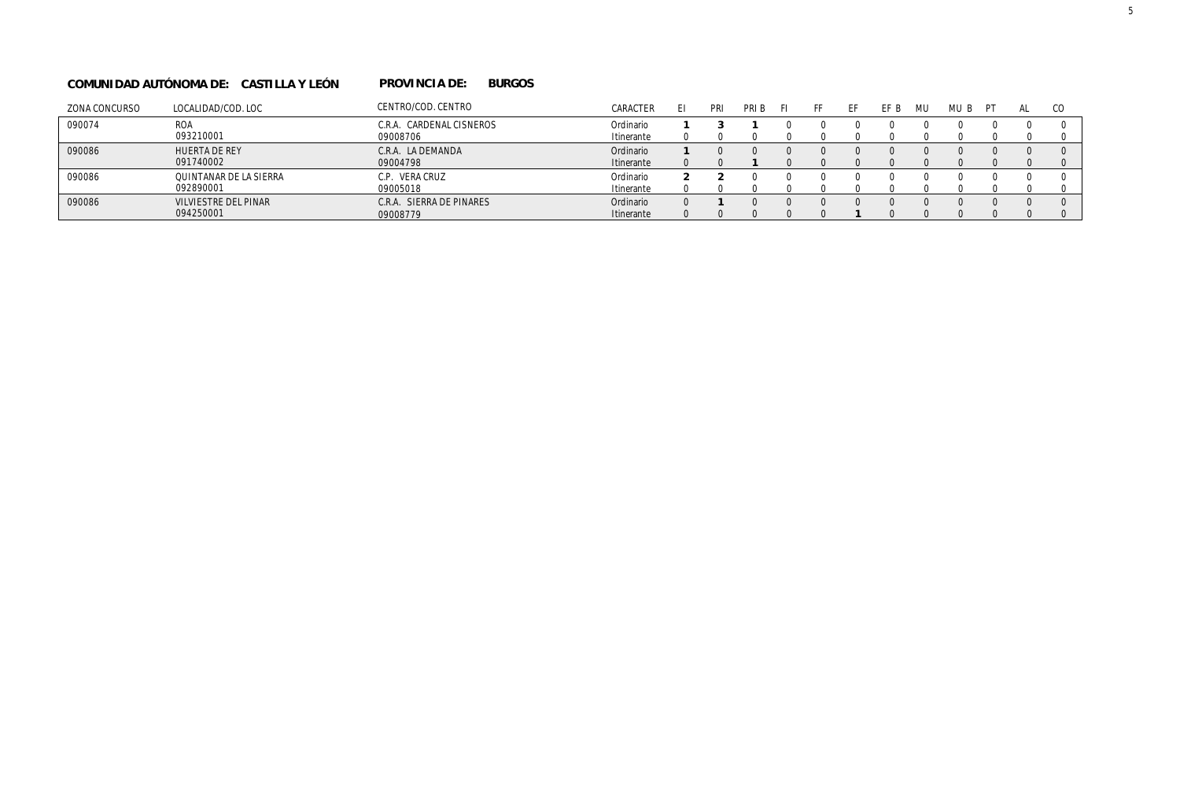**COMUNIDAD AUTÓNOMA DE: CASTILLA Y LEÓN** **PROVINCIA DE: BURGOS**

| ZONA CONCURSO | LOCALIDAD/COD. LOC | CENTRO/COD. CENTRO | CARACTER | EI | PRI | PRI B | FI | FF | EF | EF B | MU | MU B | PT | AL | CO |
|---|---|---|---|---|---|---|---|---|---|---|---|---|---|---|---|
| 090074 | ROA<br>093210001 | C.R.A. CARDENAL CISNEROS<br>09008706 | Ordinario<br>Itinerante | **1**<br>0 | **3**<br>0 | **1**<br>0 | 0<br>0 | 0<br>0 | 0<br>0 | 0<br>0 | 0<br>0 | 0<br>0 | 0<br>0 | 0<br>0 | 0<br>0 |
| 090086 | HUERTA DE REY<br>091740002 | C.R.A. LA DEMANDA<br>09004798 | Ordinario<br>Itinerante | **1**<br>0 | 0<br>0 | 0<br>**1** | 0<br>0 | 0<br>0 | 0<br>0 | 0<br>0 | 0<br>0 | 0<br>0 | 0<br>0 | 0<br>0 | 0<br>0 |
| 090086 | QUINTANAR DE LA SIERRA<br>092890001 | C.P. VERA CRUZ<br>09005018 | Ordinario<br>Itinerante | **2**<br>0 | **2**<br>0 | 0<br>0 | 0<br>0 | 0<br>0 | 0<br>0 | 0<br>0 | 0<br>0 | 0<br>0 | 0<br>0 | 0<br>0 | 0<br>0 |
| 090086 | VILVIESTRE DEL PINAR<br>094250001 | C.R.A. SIERRA DE PINARES<br>09008779 | Ordinario<br>Itinerante | 0<br>0 | **1**<br>0 | 0<br>0 | 0<br>0 | 0<br>0 | 0<br>**1** | 0<br>0 | 0<br>0 | 0<br>0 | 0<br>0 | 0<br>0 | 0<br>0 |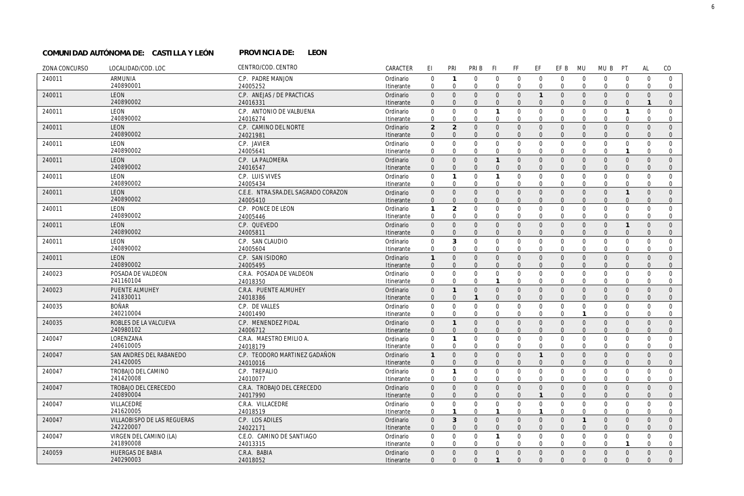**COMUNIDAD AUTÓNOMA DE: CASTILLA Y LEÓN** **PROVINCIA DE: LEON**

| ZONA CONCURSO | LOCALIDAD/COD. LOC | CENTRO/COD. CENTRO | CARACTER | EI | PRI | PRI B | FI | FF | EF | EF B | MU | MU B | PT | AL | CO |
|---|---|---|---|---|---|---|---|---|---|---|---|---|---|---|---|
| 240011 | ARMUNIA | C.P. PADRE MANJON | Ordinario | 0 | 1 | 0 | 0 | 0 | 0 | 0 | 0 | 0 | 0 | 0 | 0 |
| | 240890001 | 24005252 | Itinerante | 0 | 0 | 0 | 0 | 0 | 0 | 0 | 0 | 0 | 0 | 0 | 0 |
| 240011 | LEON | C.P. ANEJAS / DE PRACTICAS | Ordinario | 0 | 0 | 0 | 0 | 0 | 1 | 0 | 0 | 0 | 0 | 0 | 0 |
| | 240890002 | 24016331 | Itinerante | 0 | 0 | 0 | 0 | 0 | 0 | 0 | 0 | 0 | 0 | 1 | 0 |
| 240011 | LEON | C.P. ANTONIO DE VALBUENA | Ordinario | 0 | 0 | 0 | 1 | 0 | 0 | 0 | 0 | 0 | 1 | 0 | 0 |
| | 240890002 | 24016274 | Itinerante | 0 | 0 | 0 | 0 | 0 | 0 | 0 | 0 | 0 | 0 | 0 | 0 |
| 240011 | LEON | C.P. CAMINO DEL NORTE | Ordinario | 2 | 2 | 0 | 0 | 0 | 0 | 0 | 0 | 0 | 0 | 0 | 0 |
| | 240890002 | 24021981 | Itinerante | 0 | 0 | 0 | 0 | 0 | 0 | 0 | 0 | 0 | 0 | 0 | 0 |
| 240011 | LEON | C.P. JAVIER | Ordinario | 0 | 0 | 0 | 0 | 0 | 0 | 0 | 0 | 0 | 0 | 0 | 0 |
| | 240890002 | 24005641 | Itinerante | 0 | 0 | 0 | 0 | 0 | 0 | 0 | 0 | 0 | 1 | 0 | 0 |
| 240011 | LEON | C.P. LA PALOMERA | Ordinario | 0 | 0 | 0 | 1 | 0 | 0 | 0 | 0 | 0 | 0 | 0 | 0 |
| | 240890002 | 24016547 | Itinerante | 0 | 0 | 0 | 0 | 0 | 0 | 0 | 0 | 0 | 0 | 0 | 0 |
| 240011 | LEON | C.P. LUIS VIVES | Ordinario | 0 | 1 | 0 | 1 | 0 | 0 | 0 | 0 | 0 | 0 | 0 | 0 |
| | 240890002 | 24005434 | Itinerante | 0 | 0 | 0 | 0 | 0 | 0 | 0 | 0 | 0 | 0 | 0 | 0 |
| 240011 | LEON | C.E.E. NTRA.SRA.DEL SAGRADO CORAZON | Ordinario | 0 | 0 | 0 | 0 | 0 | 0 | 0 | 0 | 0 | 1 | 0 | 0 |
| | 240890002 | 24005410 | Itinerante | 0 | 0 | 0 | 0 | 0 | 0 | 0 | 0 | 0 | 0 | 0 | 0 |
| 240011 | LEON | C.P. PONCE DE LEON | Ordinario | 1 | 2 | 0 | 0 | 0 | 0 | 0 | 0 | 0 | 0 | 0 | 0 |
| | 240890002 | 24005446 | Itinerante | 0 | 0 | 0 | 0 | 0 | 0 | 0 | 0 | 0 | 0 | 0 | 0 |
| 240011 | LEON | C.P. QUEVEDO | Ordinario | 0 | 0 | 0 | 0 | 0 | 0 | 0 | 0 | 0 | 1 | 0 | 0 |
| | 240890002 | 24005811 | Itinerante | 0 | 0 | 0 | 0 | 0 | 0 | 0 | 0 | 0 | 0 | 0 | 0 |
| 240011 | LEON | C.P. SAN CLAUDIO | Ordinario | 0 | 3 | 0 | 0 | 0 | 0 | 0 | 0 | 0 | 0 | 0 | 0 |
| | 240890002 | 24005604 | Itinerante | 0 | 0 | 0 | 0 | 0 | 0 | 0 | 0 | 0 | 0 | 0 | 0 |
| 240011 | LEON | C.P. SAN ISIDORO | Ordinario | 1 | 0 | 0 | 0 | 0 | 0 | 0 | 0 | 0 | 0 | 0 | 0 |
| | 240890002 | 24005495 | Itinerante | 0 | 0 | 0 | 0 | 0 | 0 | 0 | 0 | 0 | 0 | 0 | 0 |
| 240023 | POSADA DE VALDEON | C.R.A. POSADA DE VALDEON | Ordinario | 0 | 0 | 0 | 0 | 0 | 0 | 0 | 0 | 0 | 0 | 0 | 0 |
| | 241160104 | 24018350 | Itinerante | 0 | 0 | 0 | 1 | 0 | 0 | 0 | 0 | 0 | 0 | 0 | 0 |
| 240023 | PUENTE ALMUHEY | C.R.A. PUENTE ALMUHEY | Ordinario | 0 | 1 | 0 | 0 | 0 | 0 | 0 | 0 | 0 | 0 | 0 | 0 |
| | 241830011 | 24018386 | Itinerante | 0 | 0 | 1 | 0 | 0 | 0 | 0 | 0 | 0 | 0 | 0 | 0 |
| 240035 | BOÑAR | C.P. DE VALLES | Ordinario | 0 | 0 | 0 | 0 | 0 | 0 | 0 | 0 | 0 | 0 | 0 | 0 |
| | 240210004 | 24001490 | Itinerante | 0 | 0 | 0 | 0 | 0 | 0 | 0 | 1 | 0 | 0 | 0 | 0 |
| 240035 | ROBLES DE LA VALCUEVA | C.P. MENENDEZ PIDAL | Ordinario | 0 | 1 | 0 | 0 | 0 | 0 | 0 | 0 | 0 | 0 | 0 | 0 |
| | 240980102 | 24006712 | Itinerante | 0 | 0 | 0 | 0 | 0 | 0 | 0 | 0 | 0 | 0 | 0 | 0 |
| 240047 | LORENZANA | C.R.A. MAESTRO EMILIO A. | Ordinario | 0 | 1 | 0 | 0 | 0 | 0 | 0 | 0 | 0 | 0 | 0 | 0 |
| | 240610005 | 24018179 | Itinerante | 0 | 0 | 0 | 0 | 0 | 0 | 0 | 0 | 0 | 0 | 0 | 0 |
| 240047 | SAN ANDRES DEL RABANEDO | C.P. TEODORO MARTINEZ GADAÑON | Ordinario | 1 | 0 | 0 | 0 | 0 | 1 | 0 | 0 | 0 | 0 | 0 | 0 |
| | 241420005 | 24010016 | Itinerante | 0 | 0 | 0 | 0 | 0 | 0 | 0 | 0 | 0 | 0 | 0 | 0 |
| 240047 | TROBAJO DEL CAMINO | C.P. TREPALIO | Ordinario | 0 | 1 | 0 | 0 | 0 | 0 | 0 | 0 | 0 | 0 | 0 | 0 |
| | 241420008 | 24010077 | Itinerante | 0 | 0 | 0 | 0 | 0 | 0 | 0 | 0 | 0 | 0 | 0 | 0 |
| 240047 | TROBAJO DEL CERECEDO | C.R.A. TROBAJO DEL CERECEDO | Ordinario | 0 | 0 | 0 | 0 | 0 | 0 | 0 | 0 | 0 | 0 | 0 | 0 |
| | 240890004 | 24017990 | Itinerante | 0 | 0 | 0 | 0 | 0 | 1 | 0 | 0 | 0 | 0 | 0 | 0 |
| 240047 | VILLACEDRE | C.R.A. VILLACEDRE | Ordinario | 0 | 0 | 0 | 0 | 0 | 0 | 0 | 0 | 0 | 0 | 0 | 0 |
| | 241620005 | 24018519 | Itinerante | 0 | 1 | 0 | 1 | 0 | 1 | 0 | 0 | 0 | 0 | 0 | 0 |
| 240047 | VILLAOBISPO DE LAS REGUERAS | C.P. LOS ADILES | Ordinario | 0 | 3 | 0 | 0 | 0 | 0 | 0 | 1 | 0 | 0 | 0 | 0 |
| | 242220007 | 24022171 | Itinerante | 0 | 0 | 0 | 0 | 0 | 0 | 0 | 0 | 0 | 0 | 0 | 0 |
| 240047 | VIRGEN DEL CAMINO (LA) | C.E.O. CAMINO DE SANTIAGO | Ordinario | 0 | 0 | 0 | 1 | 0 | 0 | 0 | 0 | 0 | 0 | 0 | 0 |
| | 241890008 | 24013315 | Itinerante | 0 | 0 | 0 | 0 | 0 | 0 | 0 | 0 | 0 | 1 | 0 | 0 |
| 240059 | HUERGAS DE BABIA | C.R.A. BABIA | Ordinario | 0 | 0 | 0 | 0 | 0 | 0 | 0 | 0 | 0 | 0 | 0 | 0 |
| | 240290003 | 24018052 | Itinerante | 0 | 0 | 0 | 1 | 0 | 0 | 0 | 0 | 0 | 0 | 0 | 0 |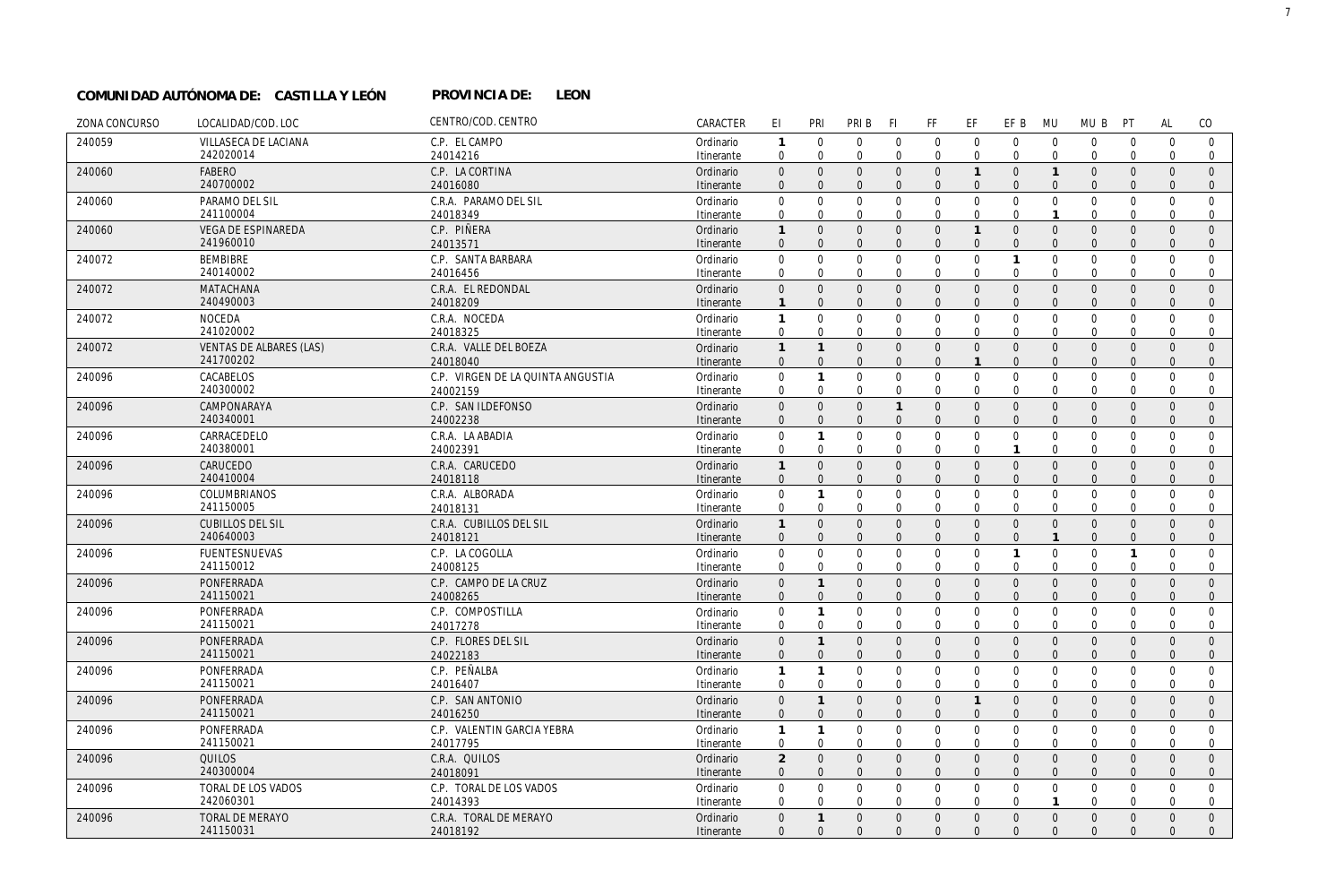**COMUNIDAD AUTÓNOMA DE: CASTILLA Y LEÓN** **PROVINCIA DE: LEON**

| ZONA CONCURSO | LOCALIDAD/COD. LOC | CENTRO/COD. CENTRO | CARACTER | EI | PRI | PRI B | FI | FF | EF | EF B | MU | MU B | PT | AL | CO |
|---|---|---|---|---|---|---|---|---|---|---|---|---|---|---|---|
| 240059 | VILLASECA DE LACIANA | C.P. EL CAMPO | Ordinario | 1 | 0 | 0 | 0 | 0 | 0 | 0 | 0 | 0 | 0 | 0 | 0 |
| | 242020014 | 24014216 | Itinerante | 0 | 0 | 0 | 0 | 0 | 0 | 0 | 0 | 0 | 0 | 0 | 0 |
| 240060 | FABERO | C.P. LA CORTINA | Ordinario | 0 | 0 | 0 | 0 | 0 | 1 | 0 | 1 | 0 | 0 | 0 | 0 |
| | 240700002 | 24016080 | Itinerante | 0 | 0 | 0 | 0 | 0 | 0 | 0 | 0 | 0 | 0 | 0 | 0 |
| 240060 | PARAMO DEL SIL | C.R.A. PARAMO DEL SIL | Ordinario | 0 | 0 | 0 | 0 | 0 | 0 | 0 | 0 | 0 | 0 | 0 | 0 |
| | 241100004 | 24018349 | Itinerante | 0 | 0 | 0 | 0 | 0 | 0 | 0 | 1 | 0 | 0 | 0 | 0 |
| 240060 | VEGA DE ESPINAREDA | C.P. PIÑERA | Ordinario | 1 | 0 | 0 | 0 | 0 | 1 | 0 | 0 | 0 | 0 | 0 | 0 |
| | 241960010 | 24013571 | Itinerante | 0 | 0 | 0 | 0 | 0 | 0 | 0 | 0 | 0 | 0 | 0 | 0 |
| 240072 | BEMBIBRE | C.P. SANTA BARBARA | Ordinario | 0 | 0 | 0 | 0 | 0 | 0 | 1 | 0 | 0 | 0 | 0 | 0 |
| | 240140002 | 24016456 | Itinerante | 0 | 0 | 0 | 0 | 0 | 0 | 0 | 0 | 0 | 0 | 0 | 0 |
| 240072 | MATACHANA | C.R.A. EL REDONDAL | Ordinario | 0 | 0 | 0 | 0 | 0 | 0 | 0 | 0 | 0 | 0 | 0 | 0 |
| | 240490003 | 24018209 | Itinerante | 1 | 0 | 0 | 0 | 0 | 0 | 0 | 0 | 0 | 0 | 0 | 0 |
| 240072 | NOCEDA | C.R.A. NOCEDA | Ordinario | 1 | 0 | 0 | 0 | 0 | 0 | 0 | 0 | 0 | 0 | 0 | 0 |
| | 241020002 | 24018325 | Itinerante | 0 | 0 | 0 | 0 | 0 | 0 | 0 | 0 | 0 | 0 | 0 | 0 |
| 240072 | VENTAS DE ALBARES (LAS) | C.R.A. VALLE DEL BOEZA | Ordinario | 1 | 1 | 0 | 0 | 0 | 0 | 0 | 0 | 0 | 0 | 0 | 0 |
| | 241700202 | 24018040 | Itinerante | 0 | 0 | 0 | 0 | 0 | 1 | 0 | 0 | 0 | 0 | 0 | 0 |
| 240096 | CACABELOS | C.P. VIRGEN DE LA QUINTA ANGUSTIA | Ordinario | 0 | 1 | 0 | 0 | 0 | 0 | 0 | 0 | 0 | 0 | 0 | 0 |
| | 240300002 | 24002159 | Itinerante | 0 | 0 | 0 | 0 | 0 | 0 | 0 | 0 | 0 | 0 | 0 | 0 |
| 240096 | CAMPONARAYA | C.P. SAN ILDEFONSO | Ordinario | 0 | 0 | 0 | 1 | 0 | 0 | 0 | 0 | 0 | 0 | 0 | 0 |
| | 240340001 | 24002238 | Itinerante | 0 | 0 | 0 | 0 | 0 | 0 | 0 | 0 | 0 | 0 | 0 | 0 |
| 240096 | CARRACEDELO | C.R.A. LA ABADIA | Ordinario | 0 | 1 | 0 | 0 | 0 | 0 | 0 | 0 | 0 | 0 | 0 | 0 |
| | 240380001 | 24002391 | Itinerante | 0 | 0 | 0 | 0 | 0 | 0 | 1 | 0 | 0 | 0 | 0 | 0 |
| 240096 | CARUCEDO | C.R.A. CARUCEDO | Ordinario | 1 | 0 | 0 | 0 | 0 | 0 | 0 | 0 | 0 | 0 | 0 | 0 |
| | 240410004 | 24018118 | Itinerante | 0 | 0 | 0 | 0 | 0 | 0 | 0 | 0 | 0 | 0 | 0 | 0 |
| 240096 | COLUMBRIANOS | C.R.A. ALBORADA | Ordinario | 0 | 1 | 0 | 0 | 0 | 0 | 0 | 0 | 0 | 0 | 0 | 0 |
| | 241150005 | 24018131 | Itinerante | 0 | 0 | 0 | 0 | 0 | 0 | 0 | 0 | 0 | 0 | 0 | 0 |
| 240096 | CUBILLOS DEL SIL | C.R.A. CUBILLOS DEL SIL | Ordinario | 1 | 0 | 0 | 0 | 0 | 0 | 0 | 0 | 0 | 0 | 0 | 0 |
| | 240640003 | 24018121 | Itinerante | 0 | 0 | 0 | 0 | 0 | 0 | 0 | 1 | 0 | 0 | 0 | 0 |
| 240096 | FUENTESNUEVAS | C.P. LA COGOLLA | Ordinario | 0 | 0 | 0 | 0 | 0 | 0 | 1 | 0 | 0 | 1 | 0 | 0 |
| | 241150012 | 24008125 | Itinerante | 0 | 0 | 0 | 0 | 0 | 0 | 0 | 0 | 0 | 0 | 0 | 0 |
| 240096 | PONFERRADA | C.P. CAMPO DE LA CRUZ | Ordinario | 0 | 1 | 0 | 0 | 0 | 0 | 0 | 0 | 0 | 0 | 0 | 0 |
| | 241150021 | 24008265 | Itinerante | 0 | 0 | 0 | 0 | 0 | 0 | 0 | 0 | 0 | 0 | 0 | 0 |
| 240096 | PONFERRADA | C.P. COMPOSTILLA | Ordinario | 0 | 1 | 0 | 0 | 0 | 0 | 0 | 0 | 0 | 0 | 0 | 0 |
| | 241150021 | 24017278 | Itinerante | 0 | 0 | 0 | 0 | 0 | 0 | 0 | 0 | 0 | 0 | 0 | 0 |
| 240096 | PONFERRADA | C.P. FLORES DEL SIL | Ordinario | 0 | 1 | 0 | 0 | 0 | 0 | 0 | 0 | 0 | 0 | 0 | 0 |
| | 241150021 | 24022183 | Itinerante | 0 | 0 | 0 | 0 | 0 | 0 | 0 | 0 | 0 | 0 | 0 | 0 |
| 240096 | PONFERRADA | C.P. PEÑALBA | Ordinario | 1 | 1 | 0 | 0 | 0 | 0 | 0 | 0 | 0 | 0 | 0 | 0 |
| | 241150021 | 24016407 | Itinerante | 0 | 0 | 0 | 0 | 0 | 0 | 0 | 0 | 0 | 0 | 0 | 0 |
| 240096 | PONFERRADA | C.P. SAN ANTONIO | Ordinario | 0 | 1 | 0 | 0 | 0 | 1 | 0 | 0 | 0 | 0 | 0 | 0 |
| | 241150021 | 24016250 | Itinerante | 0 | 0 | 0 | 0 | 0 | 0 | 0 | 0 | 0 | 0 | 0 | 0 |
| 240096 | PONFERRADA | C.P. VALENTIN GARCIA YEBRA | Ordinario | 1 | 1 | 0 | 0 | 0 | 0 | 0 | 0 | 0 | 0 | 0 | 0 |
| | 241150021 | 24017795 | Itinerante | 0 | 0 | 0 | 0 | 0 | 0 | 0 | 0 | 0 | 0 | 0 | 0 |
| 240096 | QUILOS | C.R.A. QUILOS | Ordinario | 2 | 0 | 0 | 0 | 0 | 0 | 0 | 0 | 0 | 0 | 0 | 0 |
| | 240300004 | 24018091 | Itinerante | 0 | 0 | 0 | 0 | 0 | 0 | 0 | 0 | 0 | 0 | 0 | 0 |
| 240096 | TORAL DE LOS VADOS | C.P. TORAL DE LOS VADOS | Ordinario | 0 | 0 | 0 | 0 | 0 | 0 | 0 | 0 | 0 | 0 | 0 | 0 |
| | 242060301 | 24014393 | Itinerante | 0 | 0 | 0 | 0 | 0 | 0 | 0 | 1 | 0 | 0 | 0 | 0 |
| 240096 | TORAL DE MERAYO | C.R.A. TORAL DE MERAYO | Ordinario | 0 | 1 | 0 | 0 | 0 | 0 | 0 | 0 | 0 | 0 | 0 | 0 |
| | 241150031 | 24018192 | Itinerante | 0 | 0 | 0 | 0 | 0 | 0 | 0 | 0 | 0 | 0 | 0 | 0 |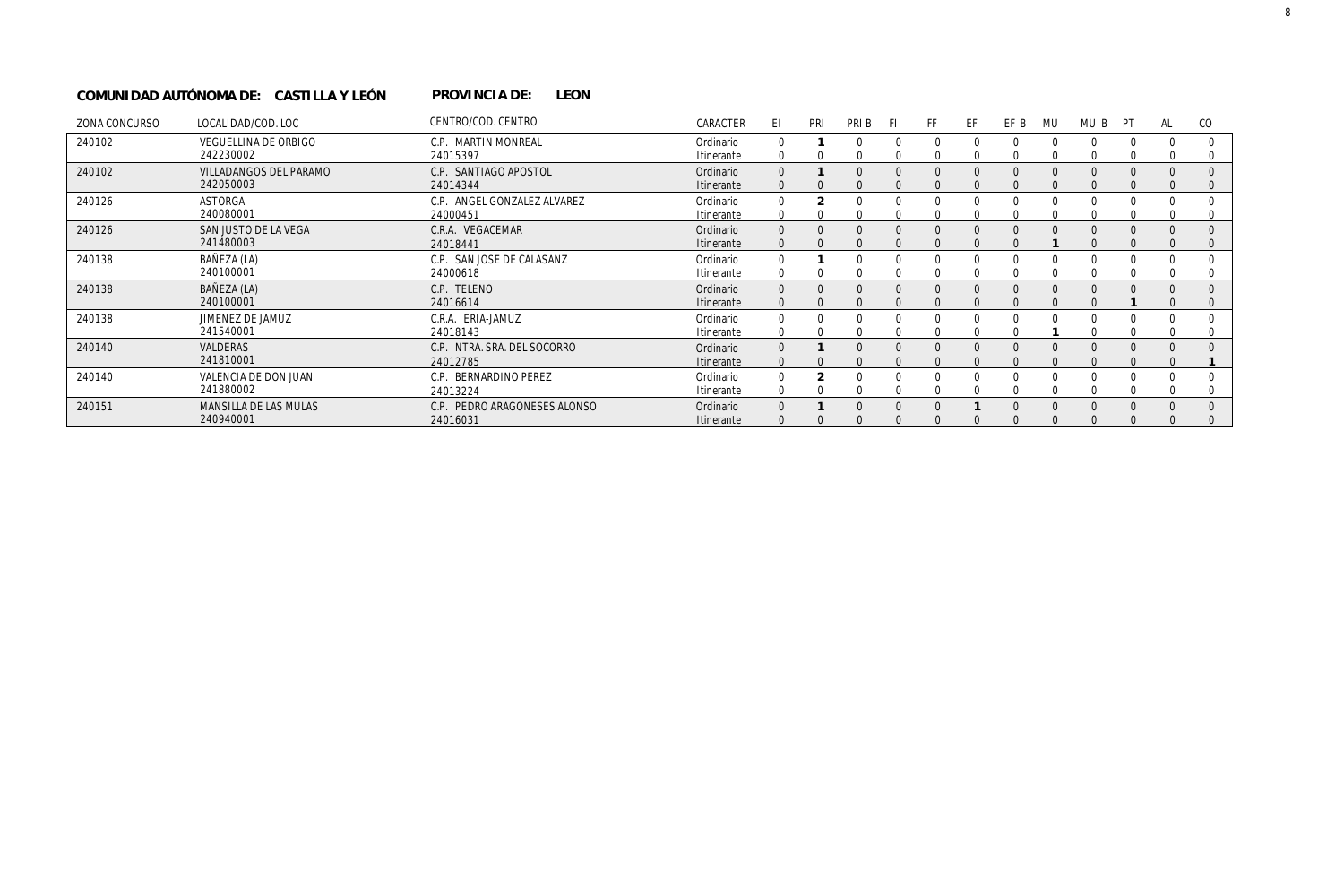**COMUNIDAD AUTÓNOMA DE: CASTILLA Y LEÓN** **PROVINCIA DE: LEON**

| ZONA CONCURSO | LOCALIDAD/COD. LOC | CENTRO/COD. CENTRO | CARACTER | EI | PRI | PRI B | FI | FF | EF | EF B | MU | MU B | PT | AL | CO |
|---|---|---|---|---|---|---|---|---|---|---|---|---|---|---|---|
| 240102 | VEGUELLINA DE ORBIGO | C.P. MARTIN MONREAL | Ordinario | 0 | **1** | 0 | 0 | 0 | 0 | 0 | 0 | 0 | 0 | 0 | 0 |
| | 242230002 | 24015397 | Itinerante | 0 | 0 | 0 | 0 | 0 | 0 | 0 | 0 | 0 | 0 | 0 | 0 |
| 240102 | VILLADANGOS DEL PARAMO | C.P. SANTIAGO APOSTOL | Ordinario | 0 | **1** | 0 | 0 | 0 | 0 | 0 | 0 | 0 | 0 | 0 | 0 |
| | 242050003 | 24014344 | Itinerante | 0 | 0 | 0 | 0 | 0 | 0 | 0 | 0 | 0 | 0 | 0 | 0 |
| 240126 | ASTORGA | C.P. ANGEL GONZALEZ ALVAREZ | Ordinario | 0 | **2** | 0 | 0 | 0 | 0 | 0 | 0 | 0 | 0 | 0 | 0 |
| | 240080001 | 24000451 | Itinerante | 0 | 0 | 0 | 0 | 0 | 0 | 0 | 0 | 0 | 0 | 0 | 0 |
| 240126 | SAN JUSTO DE LA VEGA | C.R.A. VEGACEMAR | Ordinario | 0 | 0 | 0 | 0 | 0 | 0 | 0 | 0 | 0 | 0 | 0 | 0 |
| | 241480003 | 24018441 | Itinerante | 0 | 0 | 0 | 0 | 0 | 0 | 0 | **1** | 0 | 0 | 0 | 0 |
| 240138 | BAÑEZA (LA) | C.P. SAN JOSE DE CALASANZ | Ordinario | 0 | **1** | 0 | 0 | 0 | 0 | 0 | 0 | 0 | 0 | 0 | 0 |
| | 240100001 | 24000618 | Itinerante | 0 | 0 | 0 | 0 | 0 | 0 | 0 | 0 | 0 | 0 | 0 | 0 |
| 240138 | BAÑEZA (LA) | C.P. TELENO | Ordinario | 0 | 0 | 0 | 0 | 0 | 0 | 0 | 0 | 0 | **1** | 0 | 0 |
| | 240100001 | 24016614 | Itinerante | 0 | 0 | 0 | 0 | 0 | 0 | 0 | 0 | 0 | 0 | 0 | 0 |
| 240138 | JIMENEZ DE JAMUZ | C.R.A. ERIA-JAMUZ | Ordinario | 0 | 0 | 0 | 0 | 0 | 0 | 0 | 0 | 0 | 0 | 0 | 0 |
| | 241540001 | 24018143 | Itinerante | 0 | 0 | 0 | 0 | 0 | 0 | 0 | **1** | 0 | 0 | 0 | 0 |
| 240140 | VALDERAS | C.P. NTRA. SRA. DEL SOCORRO | Ordinario | 0 | **1** | 0 | 0 | 0 | 0 | 0 | 0 | 0 | 0 | 0 | 0 |
| | 241810001 | 24012785 | Itinerante | 0 | 0 | 0 | 0 | 0 | 0 | 0 | 0 | 0 | 0 | 0 | **1** |
| 240140 | VALENCIA DE DON JUAN | C.P. BERNARDINO PEREZ | Ordinario | 0 | **2** | 0 | 0 | 0 | 0 | 0 | 0 | 0 | 0 | 0 | 0 |
| | 241880002 | 24013224 | Itinerante | 0 | 0 | 0 | 0 | 0 | 0 | 0 | 0 | 0 | 0 | 0 | 0 |
| 240151 | MANSILLA DE LAS MULAS | C.P. PEDRO ARAGONESES ALONSO | Ordinario | 0 | **1** | 0 | 0 | 0 | **1** | 0 | 0 | 0 | 0 | 0 | 0 |
| | 240940001 | 24016031 | Itinerante | 0 | 0 | 0 | 0 | 0 | 0 | 0 | 0 | 0 | 0 | 0 | 0 |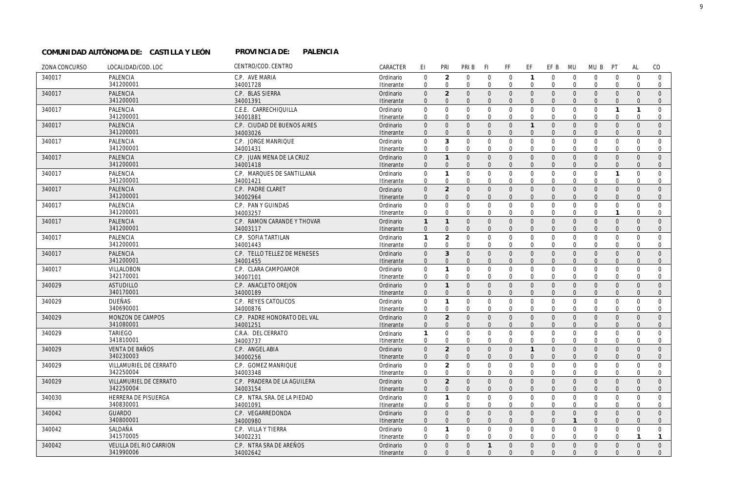**COMUNIDAD AUTÓNOMA DE: CASTILLA Y LEÓN** **PROVINCIA DE: PALENCIA**

| ZONA CONCURSO | LOCALIDAD/COD. LOC | CENTRO/COD. CENTRO | CARACTER | EI | PRI | PRI B | FI | FF | EF | EF B | MU | MU B | PT | AL | CO |
|---|---|---|---|---|---|---|---|---|---|---|---|---|---|---|---|
| 340017 | PALENCIA<br>341200001 | C.P. AVE MARIA<br>34001728 | Ordinario<br>Itinerante | 0<br>0 | 2<br>0 | 0<br>0 | 0<br>0 | 0<br>0 | 1<br>0 | 0<br>0 | 0<br>0 | 0<br>0 | 0<br>0 | 0<br>0 | 0<br>0 |
| 340017 | PALENCIA<br>341200001 | C.P. BLAS SIERRA<br>34001391 | Ordinario<br>Itinerante | 0<br>0 | 2<br>0 | 0<br>0 | 0<br>0 | 0<br>0 | 0<br>0 | 0<br>0 | 0<br>0 | 0<br>0 | 0<br>0 | 0<br>0 | 0<br>0 |
| 340017 | PALENCIA<br>341200001 | C.E.E. CARRECHIQUILLA<br>34001881 | Ordinario<br>Itinerante | 0<br>0 | 0<br>0 | 0<br>0 | 0<br>0 | 0<br>0 | 0<br>0 | 0<br>0 | 0<br>0 | 0<br>0 | 1<br>0 | 1<br>0 | 0<br>0 |
| 340017 | PALENCIA<br>341200001 | C.P. CIUDAD DE BUENOS AIRES<br>34003026 | Ordinario<br>Itinerante | 0<br>0 | 0<br>0 | 0<br>0 | 0<br>0 | 0<br>0 | 1<br>0 | 0<br>0 | 0<br>0 | 0<br>0 | 0<br>0 | 0<br>0 | 0<br>0 |
| 340017 | PALENCIA<br>341200001 | C.P. JORGE MANRIQUE<br>34001431 | Ordinario<br>Itinerante | 0<br>0 | 3<br>0 | 0<br>0 | 0<br>0 | 0<br>0 | 0<br>0 | 0<br>0 | 0<br>0 | 0<br>0 | 0<br>0 | 0<br>0 | 0<br>0 |
| 340017 | PALENCIA<br>341200001 | C.P. JUAN MENA DE LA CRUZ<br>34001418 | Ordinario<br>Itinerante | 0<br>0 | 1<br>0 | 0<br>0 | 0<br>0 | 0<br>0 | 0<br>0 | 0<br>0 | 0<br>0 | 0<br>0 | 0<br>0 | 0<br>0 | 0<br>0 |
| 340017 | PALENCIA<br>341200001 | C.P. MARQUES DE SANTILLANA<br>34001421 | Ordinario<br>Itinerante | 0<br>0 | 1<br>0 | 0<br>0 | 0<br>0 | 0<br>0 | 0<br>0 | 0<br>0 | 0<br>0 | 0<br>0 | 1<br>0 | 0<br>0 | 0<br>0 |
| 340017 | PALENCIA<br>341200001 | C.P. PADRE CLARET<br>34002964 | Ordinario<br>Itinerante | 0<br>0 | 2<br>0 | 0<br>0 | 0<br>0 | 0<br>0 | 0<br>0 | 0<br>0 | 0<br>0 | 0<br>0 | 0<br>0 | 0<br>0 | 0<br>0 |
| 340017 | PALENCIA<br>341200001 | C.P. PAN Y GUINDAS<br>34003257 | Ordinario<br>Itinerante | 0<br>0 | 0<br>0 | 0<br>0 | 0<br>0 | 0<br>0 | 0<br>0 | 0<br>0 | 0<br>0 | 0<br>0 | 0<br>1 | 0<br>0 | 0<br>0 |
| 340017 | PALENCIA<br>341200001 | C.P. RAMON CARANDE Y THOVAR<br>34003117 | Ordinario<br>Itinerante | 1<br>0 | 1<br>0 | 0<br>0 | 0<br>0 | 0<br>0 | 0<br>0 | 0<br>0 | 0<br>0 | 0<br>0 | 0<br>0 | 0<br>0 | 0<br>0 |
| 340017 | PALENCIA<br>341200001 | C.P. SOFIA TARTILAN<br>34001443 | Ordinario<br>Itinerante | 1<br>0 | 2<br>0 | 0<br>0 | 0<br>0 | 0<br>0 | 0<br>0 | 0<br>0 | 0<br>0 | 0<br>0 | 0<br>0 | 0<br>0 | 0<br>0 |
| 340017 | PALENCIA<br>341200001 | C.P. TELLO TELLEZ DE MENESES<br>34001455 | Ordinario<br>Itinerante | 0<br>0 | 3<br>0 | 0<br>0 | 0<br>0 | 0<br>0 | 0<br>0 | 0<br>0 | 0<br>0 | 0<br>0 | 0<br>0 | 0<br>0 | 0<br>0 |
| 340017 | VILLALOBON<br>342170001 | C.P. CLARA CAMPOAMOR<br>34007101 | Ordinario<br>Itinerante | 0<br>0 | 1<br>0 | 0<br>0 | 0<br>0 | 0<br>0 | 0<br>0 | 0<br>0 | 0<br>0 | 0<br>0 | 0<br>0 | 0<br>0 | 0<br>0 |
| 340029 | ASTUDILLO<br>340170001 | C.P. ANACLETO OREJON<br>34000189 | Ordinario<br>Itinerante | 0<br>0 | 1<br>0 | 0<br>0 | 0<br>0 | 0<br>0 | 0<br>0 | 0<br>0 | 0<br>0 | 0<br>0 | 0<br>0 | 0<br>0 | 0<br>0 |
| 340029 | DUEÑAS<br>340690001 | C.P. REYES CATOLICOS<br>34000876 | Ordinario<br>Itinerante | 0<br>0 | 1<br>0 | 0<br>0 | 0<br>0 | 0<br>0 | 0<br>0 | 0<br>0 | 0<br>0 | 0<br>0 | 0<br>0 | 0<br>0 | 0<br>0 |
| 340029 | MONZON DE CAMPOS<br>341080001 | C.P. PADRE HONORATO DEL VAL<br>34001251 | Ordinario<br>Itinerante | 0<br>0 | 2<br>0 | 0<br>0 | 0<br>0 | 0<br>0 | 0<br>0 | 0<br>0 | 0<br>0 | 0<br>0 | 0<br>0 | 0<br>0 | 0<br>0 |
| 340029 | TARIEGO<br>341810001 | C.R.A. DEL CERRATO<br>34003737 | Ordinario<br>Itinerante | 1<br>0 | 0<br>0 | 0<br>0 | 0<br>0 | 0<br>0 | 0<br>0 | 0<br>0 | 0<br>0 | 0<br>0 | 0<br>0 | 0<br>0 | 0<br>0 |
| 340029 | VENTA DE BAÑOS<br>340230003 | C.P. ANGEL ABIA<br>34000256 | Ordinario<br>Itinerante | 0<br>0 | 2<br>0 | 0<br>0 | 0<br>0 | 0<br>0 | 1<br>0 | 0<br>0 | 0<br>0 | 0<br>0 | 0<br>0 | 0<br>0 | 0<br>0 |
| 340029 | VILLAMURIEL DE CERRATO<br>342250004 | C.P. GOMEZ MANRIQUE<br>34003348 | Ordinario<br>Itinerante | 0<br>0 | 2<br>0 | 0<br>0 | 0<br>0 | 0<br>0 | 0<br>0 | 0<br>0 | 0<br>0 | 0<br>0 | 0<br>0 | 0<br>0 | 0<br>0 |
| 340029 | VILLAMURIEL DE CERRATO<br>342250004 | C.P. PRADERA DE LA AGUILERA<br>34003154 | Ordinario<br>Itinerante | 0<br>0 | 2<br>0 | 0<br>0 | 0<br>0 | 0<br>0 | 0<br>0 | 0<br>0 | 0<br>0 | 0<br>0 | 0<br>0 | 0<br>0 | 0<br>0 |
| 340030 | HERRERA DE PISUERGA<br>340830001 | C.P. NTRA. SRA. DE LA PIEDAD<br>34001091 | Ordinario<br>Itinerante | 0<br>0 | 1<br>0 | 0<br>0 | 0<br>0 | 0<br>0 | 0<br>0 | 0<br>0 | 0<br>0 | 0<br>0 | 0<br>0 | 0<br>0 | 0<br>0 |
| 340042 | GUARDO<br>340800001 | C.P. VEGARREDONDA<br>34000980 | Ordinario<br>Itinerante | 0<br>0 | 0<br>0 | 0<br>0 | 0<br>0 | 0<br>0 | 0<br>0 | 0<br>0 | 0<br>1 | 0<br>0 | 0<br>0 | 0<br>0 | 0<br>0 |
| 340042 | SALDAÑA<br>341570005 | C.P. VILLA Y TIERRA<br>34002231 | Ordinario<br>Itinerante | 0<br>0 | 1<br>0 | 0<br>0 | 0<br>0 | 0<br>0 | 0<br>0 | 0<br>0 | 0<br>0 | 0<br>0 | 0<br>0 | 0<br>1 | 0<br>1 |
| 340042 | VELILLA DEL RIO CARRION<br>341990006 | C.P. NTRA SRA DE AREÑOS<br>34002642 | Ordinario<br>Itinerante | 0<br>0 | 0<br>0 | 0<br>0 | 1<br>0 | 0<br>0 | 0<br>0 | 0<br>0 | 0<br>0 | 0<br>0 | 0<br>0 | 0<br>0 | 0<br>0 |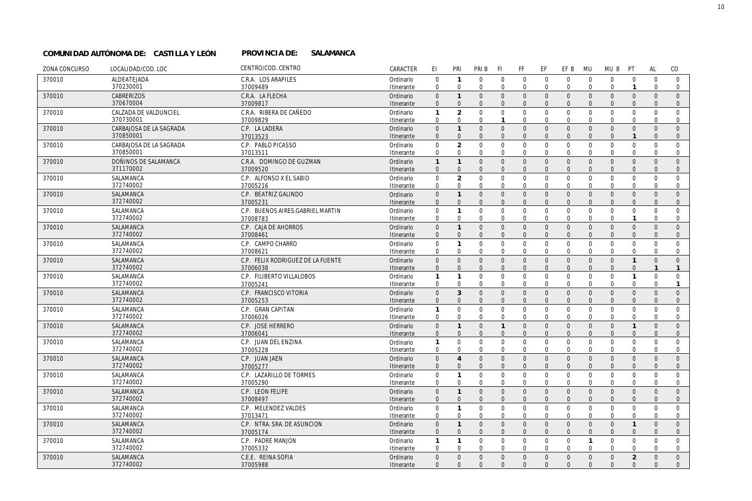**COMUNIDAD AUTÓNOMA DE: CASTILLA Y LEÓN** **PROVINCIA DE: SALAMANCA**

| ZONA CONCURSO | LOCALIDAD/COD. LOC | CENTRO/COD. CENTRO | CARACTER | EI | PRI | PRI B | FI | FF | EF | EF B | MU | MU B | PT | AL | CO |
|---|---|---|---|---|---|---|---|---|---|---|---|---|---|---|---|
| 370010 | ALDEATEJADA<br>370230001 | C.R.A. LOS ARAPILES<br>37009489 | Ordinario<br>Itinerante | 0<br>0 | 1<br>0 | 0<br>0 | 0<br>0 | 0<br>0 | 0<br>0 | 0<br>0 | 0<br>0 | 0<br>0 | 0<br>1 | 0<br>0 | 0<br>0 |
| 370010 | CABRERIZOS<br>370670004 | C.R.A. LA FLECHA<br>37009817 | Ordinario<br>Itinerante | 0<br>0 | 1<br>0 | 0<br>0 | 0<br>0 | 0<br>0 | 0<br>0 | 0<br>0 | 0<br>0 | 0<br>0 | 0<br>0 | 0<br>0 | 0<br>0 |
| 370010 | CALZADA DE VALDUNCIEL<br>370730001 | C.R.A. RIBERA DE CAÑEDO<br>37009829 | Ordinario<br>Itinerante | 1<br>0 | 2<br>0 | 0<br>0 | 0<br>1 | 0<br>0 | 0<br>0 | 0<br>0 | 0<br>0 | 0<br>0 | 0<br>0 | 0<br>0 | 0<br>0 |
| 370010 | CARBAJOSA DE LA SAGRADA<br>370850001 | C.P. LA LADERA<br>37013523 | Ordinario<br>Itinerante | 0<br>0 | 1<br>0 | 0<br>0 | 0<br>0 | 0<br>0 | 0<br>0 | 0<br>0 | 0<br>0 | 0<br>0 | 0<br>1 | 0<br>0 | 0<br>0 |
| 370010 | CARBAJOSA DE LA SAGRADA<br>370850001 | C.P. PABLO PICASSO<br>37013511 | Ordinario<br>Itinerante | 0<br>0 | 2<br>0 | 0<br>0 | 0<br>0 | 0<br>0 | 0<br>0 | 0<br>0 | 0<br>0 | 0<br>0 | 0<br>0 | 0<br>0 | 0<br>0 |
| 370010 | DOÑINOS DE SALAMANCA<br>371170002 | C.R.A. DOMINGO DE GUZMAN<br>37009520 | Ordinario<br>Itinerante | 1<br>0 | 1<br>0 | 0<br>0 | 0<br>0 | 0<br>0 | 0<br>0 | 0<br>0 | 0<br>0 | 0<br>0 | 0<br>0 | 0<br>0 | 0<br>0 |
| 370010 | SALAMANCA<br>372740002 | C.P. ALFONSO X EL SABIO<br>37005216 | Ordinario<br>Itinerante | 0<br>0 | 2<br>0 | 0<br>0 | 0<br>0 | 0<br>0 | 0<br>0 | 0<br>0 | 0<br>0 | 0<br>0 | 0<br>0 | 0<br>0 | 0<br>0 |
| 370010 | SALAMANCA<br>372740002 | C.P. BEATRIZ GALINDO<br>37005231 | Ordinario<br>Itinerante | 0<br>0 | 1<br>0 | 0<br>0 | 0<br>0 | 0<br>0 | 0<br>0 | 0<br>0 | 0<br>0 | 0<br>0 | 0<br>0 | 0<br>0 | 0<br>0 |
| 370010 | SALAMANCA<br>372740002 | C.P. BUENOS AIRES.GABRIEL MARTIN<br>37008783 | Ordinario<br>Itinerante | 0<br>0 | 1<br>0 | 0<br>0 | 0<br>0 | 0<br>0 | 0<br>0 | 0<br>0 | 0<br>0 | 0<br>0 | 0<br>1 | 0<br>0 | 0<br>0 |
| 370010 | SALAMANCA<br>372740002 | C.P. CAJA DE AHORROS<br>37008461 | Ordinario<br>Itinerante | 0<br>0 | 1<br>0 | 0<br>0 | 0<br>0 | 0<br>0 | 0<br>0 | 0<br>0 | 0<br>0 | 0<br>0 | 0<br>0 | 0<br>0 | 0<br>0 |
| 370010 | SALAMANCA<br>372740002 | C.P. CAMPO CHARRO<br>37008621 | Ordinario<br>Itinerante | 0<br>0 | 1<br>0 | 0<br>0 | 0<br>0 | 0<br>0 | 0<br>0 | 0<br>0 | 0<br>0 | 0<br>0 | 0<br>0 | 0<br>0 | 0<br>0 |
| 370010 | SALAMANCA<br>372740002 | C.P. FELIX RODRIGUEZ DE LA FUENTE<br>37006038 | Ordinario<br>Itinerante | 0<br>0 | 0<br>0 | 0<br>0 | 0<br>0 | 0<br>0 | 0<br>0 | 0<br>0 | 0<br>0 | 0<br>0 | 1<br>0 | 0<br>1 | 0<br>1 |
| 370010 | SALAMANCA<br>372740002 | C.P. FILIBERTO VILLALOBOS<br>37005241 | Ordinario<br>Itinerante | 1<br>0 | 1<br>0 | 0<br>0 | 0<br>0 | 0<br>0 | 0<br>0 | 0<br>0 | 0<br>0 | 0<br>0 | 1<br>0 | 0<br>0 | 0<br>1 |
| 370010 | SALAMANCA<br>372740002 | C.P. FRANCISCO VITORIA<br>37005253 | Ordinario<br>Itinerante | 0<br>0 | 3<br>0 | 0<br>0 | 0<br>0 | 0<br>0 | 0<br>0 | 0<br>0 | 0<br>0 | 0<br>0 | 0<br>0 | 0<br>0 | 0<br>0 |
| 370010 | SALAMANCA<br>372740002 | C.P. GRAN CAPITAN<br>37006026 | Ordinario<br>Itinerante | 1<br>0 | 0<br>0 | 0<br>0 | 0<br>0 | 0<br>0 | 0<br>0 | 0<br>0 | 0<br>0 | 0<br>0 | 0<br>0 | 0<br>0 | 0<br>0 |
| 370010 | SALAMANCA<br>372740002 | C.P. JOSE HERRERO<br>37006041 | Ordinario<br>Itinerante | 0<br>0 | 1<br>0 | 0<br>0 | 1<br>0 | 0<br>0 | 0<br>0 | 0<br>0 | 0<br>0 | 0<br>0 | 1<br>0 | 0<br>0 | 0<br>0 |
| 370010 | SALAMANCA<br>372740002 | C.P. JUAN DEL ENZINA<br>37005228 | Ordinario<br>Itinerante | 1<br>0 | 0<br>0 | 0<br>0 | 0<br>0 | 0<br>0 | 0<br>0 | 0<br>0 | 0<br>0 | 0<br>0 | 0<br>0 | 0<br>0 | 0<br>0 |
| 370010 | SALAMANCA<br>372740002 | C.P. JUAN JAEN<br>37005277 | Ordinario<br>Itinerante | 0<br>0 | 4<br>0 | 0<br>0 | 0<br>0 | 0<br>0 | 0<br>0 | 0<br>0 | 0<br>0 | 0<br>0 | 0<br>0 | 0<br>0 | 0<br>0 |
| 370010 | SALAMANCA<br>372740002 | C.P. LAZARILLO DE TORMES<br>37005290 | Ordinario<br>Itinerante | 0<br>0 | 1<br>0 | 0<br>0 | 0<br>0 | 0<br>0 | 0<br>0 | 0<br>0 | 0<br>0 | 0<br>0 | 0<br>0 | 0<br>0 | 0<br>0 |
| 370010 | SALAMANCA<br>372740002 | C.P. LEON FELIPE<br>37008497 | Ordinario<br>Itinerante | 0<br>0 | 1<br>0 | 0<br>0 | 0<br>0 | 0<br>0 | 0<br>0 | 0<br>0 | 0<br>0 | 0<br>0 | 0<br>0 | 0<br>0 | 0<br>0 |
| 370010 | SALAMANCA<br>372740002 | C.P. MELENDEZ VALDES<br>37013471 | Ordinario<br>Itinerante | 0<br>0 | 1<br>0 | 0<br>0 | 0<br>0 | 0<br>0 | 0<br>0 | 0<br>0 | 0<br>0 | 0<br>0 | 0<br>0 | 0<br>0 | 0<br>0 |
| 370010 | SALAMANCA<br>372740002 | C.P. NTRA. SRA. DE ASUNCION<br>37005174 | Ordinario<br>Itinerante | 0<br>0 | 1<br>0 | 0<br>0 | 0<br>0 | 0<br>0 | 0<br>0 | 0<br>0 | 0<br>0 | 0<br>0 | 1<br>0 | 0<br>0 | 0<br>0 |
| 370010 | SALAMANCA<br>372740002 | C.P. PADRE MANJON<br>37005332 | Ordinario<br>Itinerante | 1<br>0 | 1<br>0 | 0<br>0 | 0<br>0 | 0<br>0 | 0<br>0 | 0<br>0 | 1<br>0 | 0<br>0 | 0<br>0 | 0<br>0 | 0<br>0 |
| 370010 | SALAMANCA<br>372740002 | C.E.E. REINA SOFIA<br>37005988 | Ordinario<br>Itinerante | 0<br>0 | 0<br>0 | 0<br>0 | 0<br>0 | 0<br>0 | 0<br>0 | 0<br>0 | 0<br>0 | 0<br>0 | 2<br>0 | 0<br>0 | 0<br>0 |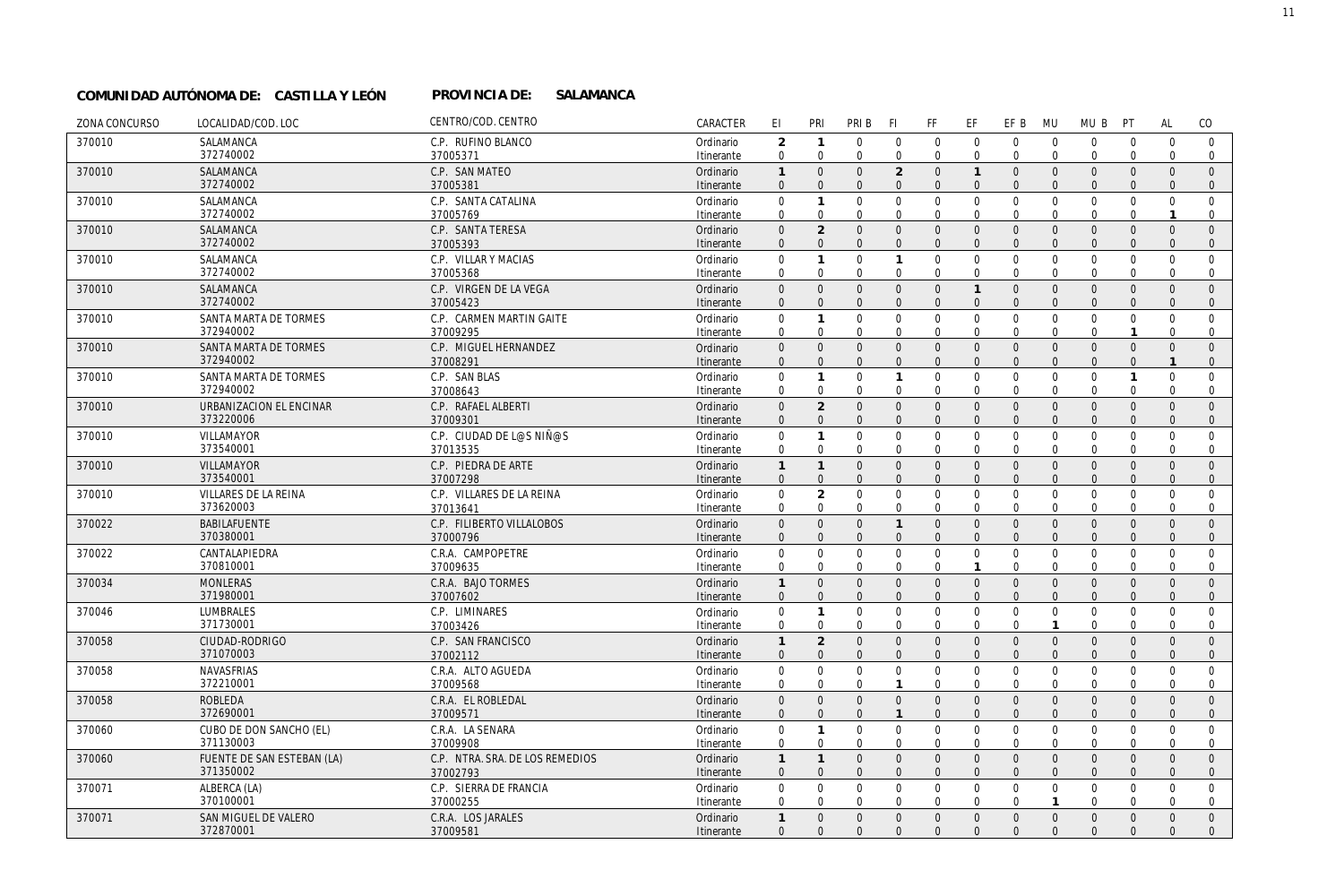**COMUNIDAD AUTÓNOMA DE: CASTILLA Y LEÓN** **PROVINCIA DE: SALAMANCA**

| ZONA CONCURSO | LOCALIDAD/COD. LOC | CENTRO/COD. CENTRO | CARACTER | EI | PRI | PRI B | FI | FF | EF | EF B | MU | MU B | PT | AL | CO |
|---|---|---|---|---|---|---|---|---|---|---|---|---|---|---|---|
| 370010 | SALAMANCA | C.P. RUFINO BLANCO | Ordinario | 2 | 1 | 0 | 0 | 0 | 0 | 0 | 0 | 0 | 0 | 0 | 0 |
| | 372740002 | 37005371 | Itinerante | 0 | 0 | 0 | 0 | 0 | 0 | 0 | 0 | 0 | 0 | 0 | 0 |
| 370010 | SALAMANCA | C.P. SAN MATEO | Ordinario | 1 | 0 | 0 | 2 | 0 | 1 | 0 | 0 | 0 | 0 | 0 | 0 |
| | 372740002 | 37005381 | Itinerante | 0 | 0 | 0 | 0 | 0 | 0 | 0 | 0 | 0 | 0 | 0 | 0 |
| 370010 | SALAMANCA | C.P. SANTA CATALINA | Ordinario | 0 | 1 | 0 | 0 | 0 | 0 | 0 | 0 | 0 | 0 | 0 | 0 |
| | 372740002 | 37005769 | Itinerante | 0 | 0 | 0 | 0 | 0 | 0 | 0 | 0 | 0 | 0 | 1 | 0 |
| 370010 | SALAMANCA | C.P. SANTA TERESA | Ordinario | 0 | 2 | 0 | 0 | 0 | 0 | 0 | 0 | 0 | 0 | 0 | 0 |
| | 372740002 | 37005393 | Itinerante | 0 | 0 | 0 | 0 | 0 | 0 | 0 | 0 | 0 | 0 | 0 | 0 |
| 370010 | SALAMANCA | C.P. VILLAR Y MACIAS | Ordinario | 0 | 1 | 0 | 1 | 0 | 0 | 0 | 0 | 0 | 0 | 0 | 0 |
| | 372740002 | 37005368 | Itinerante | 0 | 0 | 0 | 0 | 0 | 0 | 0 | 0 | 0 | 0 | 0 | 0 |
| 370010 | SALAMANCA | C.P. VIRGEN DE LA VEGA | Ordinario | 0 | 0 | 0 | 0 | 0 | 1 | 0 | 0 | 0 | 0 | 0 | 0 |
| | 372740002 | 37005423 | Itinerante | 0 | 0 | 0 | 0 | 0 | 0 | 0 | 0 | 0 | 0 | 0 | 0 |
| 370010 | SANTA MARTA DE TORMES | C.P. CARMEN MARTIN GAITE | Ordinario | 0 | 1 | 0 | 0 | 0 | 0 | 0 | 0 | 0 | 0 | 0 | 0 |
| | 372940002 | 37009295 | Itinerante | 0 | 0 | 0 | 0 | 0 | 0 | 0 | 0 | 0 | 1 | 0 | 0 |
| 370010 | SANTA MARTA DE TORMES | C.P. MIGUEL HERNANDEZ | Ordinario | 0 | 0 | 0 | 0 | 0 | 0 | 0 | 0 | 0 | 0 | 0 | 0 |
| | 372940002 | 37008291 | Itinerante | 0 | 0 | 0 | 0 | 0 | 0 | 0 | 0 | 0 | 0 | 1 | 0 |
| 370010 | SANTA MARTA DE TORMES | C.P. SAN BLAS | Ordinario | 0 | 1 | 0 | 1 | 0 | 0 | 0 | 0 | 0 | 1 | 0 | 0 |
| | 372940002 | 37008643 | Itinerante | 0 | 0 | 0 | 0 | 0 | 0 | 0 | 0 | 0 | 0 | 0 | 0 |
| 370010 | URBANIZACION EL ENCINAR | C.P. RAFAEL ALBERTI | Ordinario | 0 | 2 | 0 | 0 | 0 | 0 | 0 | 0 | 0 | 0 | 0 | 0 |
| | 373220006 | 37009301 | Itinerante | 0 | 0 | 0 | 0 | 0 | 0 | 0 | 0 | 0 | 0 | 0 | 0 |
| 370010 | VILLAMAYOR | C.P. CIUDAD DE L@S NIÑ@S | Ordinario | 0 | 1 | 0 | 0 | 0 | 0 | 0 | 0 | 0 | 0 | 0 | 0 |
| | 373540001 | 37013535 | Itinerante | 0 | 0 | 0 | 0 | 0 | 0 | 0 | 0 | 0 | 0 | 0 | 0 |
| 370010 | VILLAMAYOR | C.P. PIEDRA DE ARTE | Ordinario | 1 | 1 | 0 | 0 | 0 | 0 | 0 | 0 | 0 | 0 | 0 | 0 |
| | 373540001 | 37007298 | Itinerante | 0 | 0 | 0 | 0 | 0 | 0 | 0 | 0 | 0 | 0 | 0 | 0 |
| 370010 | VILLARES DE LA REINA | C.P. VILLARES DE LA REINA | Ordinario | 0 | 2 | 0 | 0 | 0 | 0 | 0 | 0 | 0 | 0 | 0 | 0 |
| | 373620003 | 37013641 | Itinerante | 0 | 0 | 0 | 0 | 0 | 0 | 0 | 0 | 0 | 0 | 0 | 0 |
| 370022 | BABILAFUENTE | C.P. FILIBERTO VILLALOBOS | Ordinario | 0 | 0 | 0 | 1 | 0 | 0 | 0 | 0 | 0 | 0 | 0 | 0 |
| | 370380001 | 37000796 | Itinerante | 0 | 0 | 0 | 0 | 0 | 0 | 0 | 0 | 0 | 0 | 0 | 0 |
| 370022 | CANTALAPIEDRA | C.R.A. CAMPOPETRE | Ordinario | 0 | 0 | 0 | 0 | 0 | 0 | 0 | 0 | 0 | 0 | 0 | 0 |
| | 370810001 | 37009635 | Itinerante | 0 | 0 | 0 | 0 | 0 | 1 | 0 | 0 | 0 | 0 | 0 | 0 |
| 370034 | MONLERAS | C.R.A. BAJO TORMES | Ordinario | 1 | 0 | 0 | 0 | 0 | 0 | 0 | 0 | 0 | 0 | 0 | 0 |
| | 371980001 | 37007602 | Itinerante | 0 | 0 | 0 | 0 | 0 | 0 | 0 | 0 | 0 | 0 | 0 | 0 |
| 370046 | LUMBRALES | C.P. LIMINARES | Ordinario | 0 | 1 | 0 | 0 | 0 | 0 | 0 | 0 | 0 | 0 | 0 | 0 |
| | 371730001 | 37003426 | Itinerante | 0 | 0 | 0 | 0 | 0 | 0 | 0 | 1 | 0 | 0 | 0 | 0 |
| 370058 | CIUDAD-RODRIGO | C.P. SAN FRANCISCO | Ordinario | 1 | 2 | 0 | 0 | 0 | 0 | 0 | 0 | 0 | 0 | 0 | 0 |
| | 371070003 | 37002112 | Itinerante | 0 | 0 | 0 | 0 | 0 | 0 | 0 | 0 | 0 | 0 | 0 | 0 |
| 370058 | NAVASFRIAS | C.R.A. ALTO AGUEDA | Ordinario | 0 | 0 | 0 | 0 | 0 | 0 | 0 | 0 | 0 | 0 | 0 | 0 |
| | 372210001 | 37009568 | Itinerante | 0 | 0 | 0 | 1 | 0 | 0 | 0 | 0 | 0 | 0 | 0 | 0 |
| 370058 | ROBLEDA | C.R.A. EL ROBLEDAL | Ordinario | 0 | 0 | 0 | 0 | 0 | 0 | 0 | 0 | 0 | 0 | 0 | 0 |
| | 372690001 | 37009571 | Itinerante | 0 | 0 | 0 | 1 | 0 | 0 | 0 | 0 | 0 | 0 | 0 | 0 |
| 370060 | CUBO DE DON SANCHO (EL) | C.R.A. LA SENARA | Ordinario | 0 | 1 | 0 | 0 | 0 | 0 | 0 | 0 | 0 | 0 | 0 | 0 |
| | 371130003 | 37009908 | Itinerante | 0 | 0 | 0 | 0 | 0 | 0 | 0 | 0 | 0 | 0 | 0 | 0 |
| 370060 | FUENTE DE SAN ESTEBAN (LA) | C.P. NTRA. SRA. DE LOS REMEDIOS | Ordinario | 1 | 1 | 0 | 0 | 0 | 0 | 0 | 0 | 0 | 0 | 0 | 0 |
| | 371350002 | 37002793 | Itinerante | 0 | 0 | 0 | 0 | 0 | 0 | 0 | 0 | 0 | 0 | 0 | 0 |
| 370071 | ALBERCA (LA) | C.P. SIERRA DE FRANCIA | Ordinario | 0 | 0 | 0 | 0 | 0 | 0 | 0 | 0 | 0 | 0 | 0 | 0 |
| | 370100001 | 37000255 | Itinerante | 0 | 0 | 0 | 0 | 0 | 0 | 0 | 1 | 0 | 0 | 0 | 0 |
| 370071 | SAN MIGUEL DE VALERO | C.R.A. LOS JARALES | Ordinario | 1 | 0 | 0 | 0 | 0 | 0 | 0 | 0 | 0 | 0 | 0 | 0 |
| | 372870001 | 37009581 | Itinerante | 0 | 0 | 0 | 0 | 0 | 0 | 0 | 0 | 0 | 0 | 0 | 0 |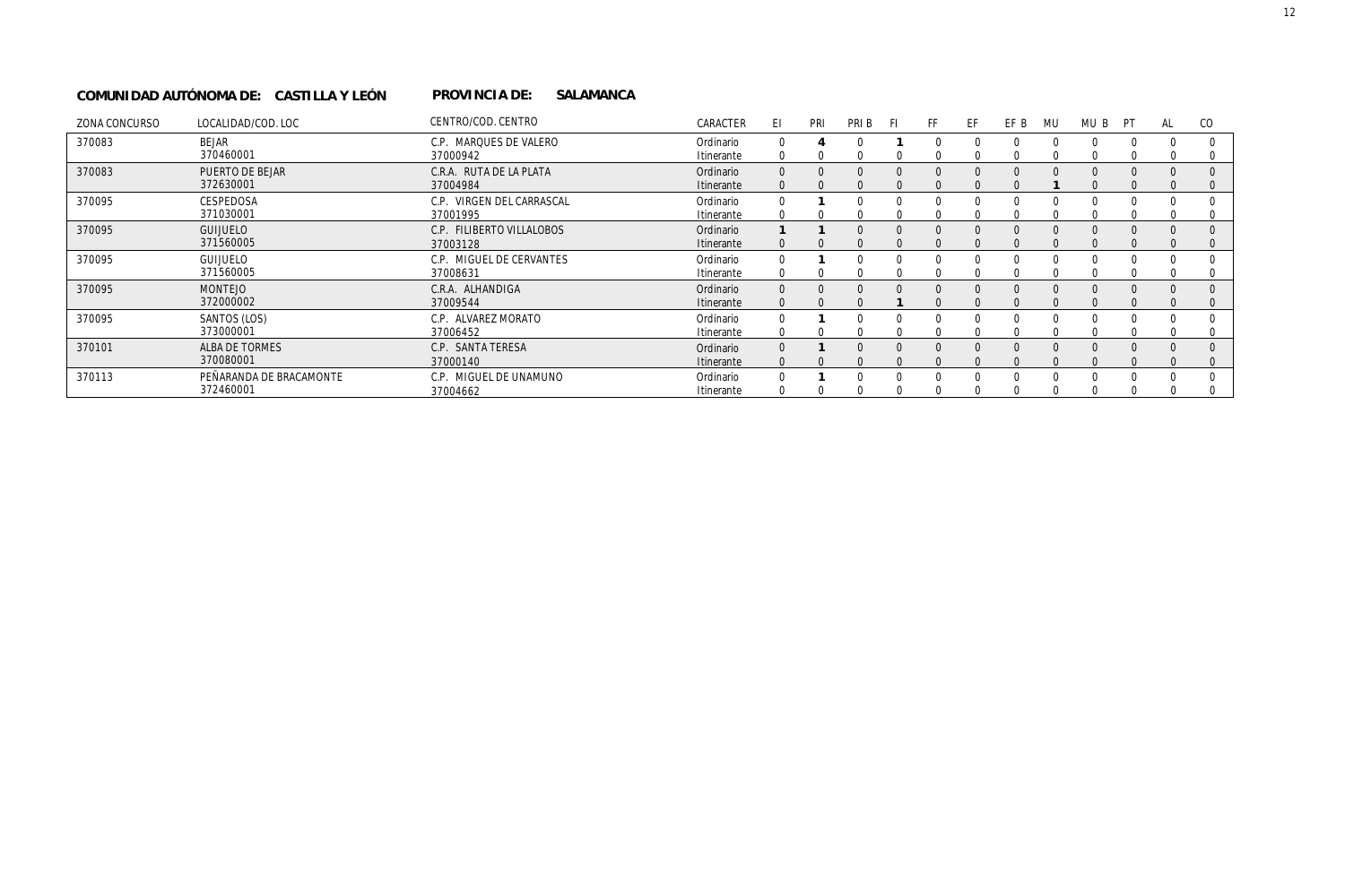**COMUNIDAD AUTÓNOMA DE: CASTILLA Y LEÓN** **PROVINCIA DE: SALAMANCA**

| ZONA CONCURSO | LOCALIDAD/COD. LOC | CENTRO/COD. CENTRO | CARACTER | EI | PRI | PRI B | FI | FF | EF | EF B | MU | MU B | PT | AL | CO |
|---|---|---|---|---|---|---|---|---|---|---|---|---|---|---|---|
| 370083 | BEJAR<br>370460001 | C.P. MARQUES DE VALERO<br>37000942 | Ordinario<br>Itinerante | 0<br>0 | **4**<br>0 | 0<br>0 | **1**<br>0 | 0<br>0 | 0<br>0 | 0<br>0 | 0<br>0 | 0<br>0 | 0<br>0 | 0<br>0 | 0<br>0 |
| 370083 | PUERTO DE BEJAR<br>372630001 | C.R.A. RUTA DE LA PLATA<br>37004984 | Ordinario<br>Itinerante | 0<br>0 | 0<br>0 | 0<br>0 | 0<br>0 | 0<br>0 | 0<br>0 | 0<br>0 | 0<br>**1** | 0<br>0 | 0<br>0 | 0<br>0 | 0<br>0 |
| 370095 | CESPEDOSA<br>371030001 | C.P. VIRGEN DEL CARRASCAL<br>37001995 | Ordinario<br>Itinerante | 0<br>0 | **1**<br>0 | 0<br>0 | 0<br>0 | 0<br>0 | 0<br>0 | 0<br>0 | 0<br>0 | 0<br>0 | 0<br>0 | 0<br>0 | 0<br>0 |
| 370095 | GUIJUELO<br>371560005 | C.P. FILIBERTO VILLALOBOS<br>37003128 | Ordinario<br>Itinerante | **1**<br>0 | **1**<br>0 | 0<br>0 | 0<br>0 | 0<br>0 | 0<br>0 | 0<br>0 | 0<br>0 | 0<br>0 | 0<br>0 | 0<br>0 | 0<br>0 |
| 370095 | GUIJUELO<br>371560005 | C.P. MIGUEL DE CERVANTES<br>37008631 | Ordinario<br>Itinerante | 0<br>0 | **1**<br>0 | 0<br>0 | 0<br>0 | 0<br>0 | 0<br>0 | 0<br>0 | 0<br>0 | 0<br>0 | 0<br>0 | 0<br>0 | 0<br>0 |
| 370095 | MONTEJO<br>372000002 | C.R.A. ALHANDIGA<br>37009544 | Ordinario<br>Itinerante | 0<br>0 | 0<br>0 | 0<br>0 | 0<br>**1** | 0<br>0 | 0<br>0 | 0<br>0 | 0<br>0 | 0<br>0 | 0<br>0 | 0<br>0 | 0<br>0 |
| 370095 | SANTOS (LOS)<br>373000001 | C.P. ALVAREZ MORATO<br>37006452 | Ordinario<br>Itinerante | 0<br>0 | **1**<br>0 | 0<br>0 | 0<br>0 | 0<br>0 | 0<br>0 | 0<br>0 | 0<br>0 | 0<br>0 | 0<br>0 | 0<br>0 | 0<br>0 |
| 370101 | ALBA DE TORMES<br>370080001 | C.P. SANTA TERESA<br>37000140 | Ordinario<br>Itinerante | 0<br>0 | **1**<br>0 | 0<br>0 | 0<br>0 | 0<br>0 | 0<br>0 | 0<br>0 | 0<br>0 | 0<br>0 | 0<br>0 | 0<br>0 | 0<br>0 |
| 370113 | PEÑARANDA DE BRACAMONTE<br>372460001 | C.P. MIGUEL DE UNAMUNO<br>37004662 | Ordinario<br>Itinerante | 0<br>0 | **1**<br>0 | 0<br>0 | 0<br>0 | 0<br>0 | 0<br>0 | 0<br>0 | 0<br>0 | 0<br>0 | 0<br>0 | 0<br>0 | 0<br>0 |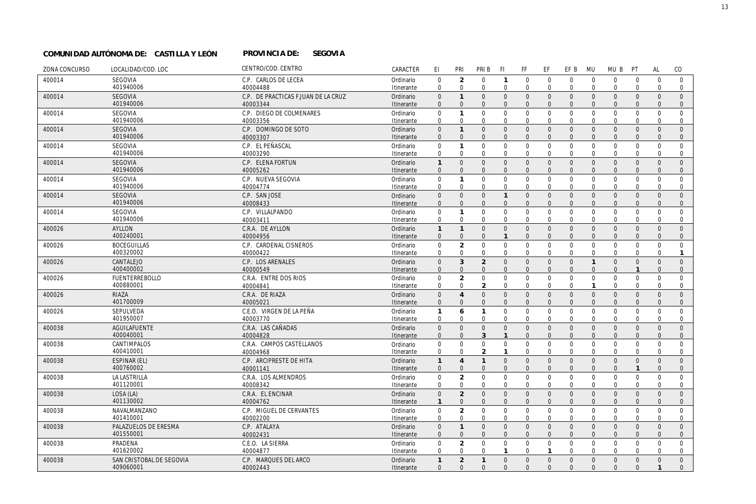**COMUNIDAD AUTÓNOMA DE: CASTILLA Y LEÓN** **PROVINCIA DE: SEGOVIA**

| ZONA CONCURSO | LOCALIDAD/COD. LOC | CENTRO/COD. CENTRO | CARACTER | EI | PRI | PRI B | FI | FF | EF | EF B | MU | MU B | PT | AL | CO |
|---|---|---|---|---|---|---|---|---|---|---|---|---|---|---|---|
| 400014 | SEGOVIA | C.P. CARLOS DE LECEA | Ordinario | 0 | 2 | 0 | 1 | 0 | 0 | 0 | 0 | 0 | 0 | 0 | 0 |
| | 401940006 | 40004488 | Itinerante | 0 | 0 | 0 | 0 | 0 | 0 | 0 | 0 | 0 | 0 | 0 | 0 |
| 400014 | SEGOVIA | C.P. DE PRACTICAS F.JUAN DE LA CRUZ | Ordinario | 0 | 1 | 0 | 0 | 0 | 0 | 0 | 0 | 0 | 0 | 0 | 0 |
| | 401940006 | 40003344 | Itinerante | 0 | 0 | 0 | 0 | 0 | 0 | 0 | 0 | 0 | 0 | 0 | 0 |
| 400014 | SEGOVIA | C.P. DIEGO DE COLMENARES | Ordinario | 0 | 1 | 0 | 0 | 0 | 0 | 0 | 0 | 0 | 0 | 0 | 0 |
| | 401940006 | 40003356 | Itinerante | 0 | 0 | 0 | 0 | 0 | 0 | 0 | 0 | 0 | 0 | 0 | 0 |
| 400014 | SEGOVIA | C.P. DOMINGO DE SOTO | Ordinario | 0 | 1 | 0 | 0 | 0 | 0 | 0 | 0 | 0 | 0 | 0 | 0 |
| | 401940006 | 40003307 | Itinerante | 0 | 0 | 0 | 0 | 0 | 0 | 0 | 0 | 0 | 0 | 0 | 0 |
| 400014 | SEGOVIA | C.P. EL PEÑASCAL | Ordinario | 0 | 1 | 0 | 0 | 0 | 0 | 0 | 0 | 0 | 0 | 0 | 0 |
| | 401940006 | 40003290 | Itinerante | 0 | 0 | 0 | 0 | 0 | 0 | 0 | 0 | 0 | 0 | 0 | 0 |
| 400014 | SEGOVIA | C.P. ELENA FORTUN | Ordinario | 1 | 0 | 0 | 0 | 0 | 0 | 0 | 0 | 0 | 0 | 0 | 0 |
| | 401940006 | 40005262 | Itinerante | 0 | 0 | 0 | 0 | 0 | 0 | 0 | 0 | 0 | 0 | 0 | 0 |
| 400014 | SEGOVIA | C.P. NUEVA SEGOVIA | Ordinario | 0 | 1 | 0 | 0 | 0 | 0 | 0 | 0 | 0 | 0 | 0 | 0 |
| | 401940006 | 40004774 | Itinerante | 0 | 0 | 0 | 0 | 0 | 0 | 0 | 0 | 0 | 0 | 0 | 0 |
| 400014 | SEGOVIA | C.P. SAN JOSE | Ordinario | 0 | 0 | 0 | 1 | 0 | 0 | 0 | 0 | 0 | 0 | 0 | 0 |
| | 401940006 | 40008433 | Itinerante | 0 | 0 | 0 | 0 | 0 | 0 | 0 | 0 | 0 | 0 | 0 | 0 |
| 400014 | SEGOVIA | C.P. VILLALPANDO | Ordinario | 0 | 1 | 0 | 0 | 0 | 0 | 0 | 0 | 0 | 0 | 0 | 0 |
| | 401940006 | 40003411 | Itinerante | 0 | 0 | 0 | 0 | 0 | 0 | 0 | 0 | 0 | 0 | 0 | 0 |
| 400026 | AYLLON | C.R.A. DE AYLLON | Ordinario | 1 | 1 | 0 | 0 | 0 | 0 | 0 | 0 | 0 | 0 | 0 | 0 |
| | 400240001 | 40004956 | Itinerante | 0 | 0 | 0 | 1 | 0 | 0 | 0 | 0 | 0 | 0 | 0 | 0 |
| 400026 | BOCEGUILLAS | C.P. CARDENAL CISNEROS | Ordinario | 0 | 2 | 0 | 0 | 0 | 0 | 0 | 0 | 0 | 0 | 0 | 0 |
| | 400320002 | 40000422 | Itinerante | 0 | 0 | 0 | 0 | 0 | 0 | 0 | 0 | 0 | 0 | 0 | 1 |
| 400026 | CANTALEJO | C.P. LOS ARENALES | Ordinario | 0 | 3 | 2 | 0 | 0 | 0 | 0 | 1 | 0 | 0 | 0 | 0 |
| | 400400002 | 40000549 | Itinerante | 0 | 0 | 0 | 0 | 0 | 0 | 0 | 0 | 0 | 1 | 0 | 0 |
| 400026 | FUENTERREBOLLO | C.R.A. ENTRE DOS RIOS | Ordinario | 0 | 2 | 0 | 0 | 0 | 0 | 0 | 0 | 0 | 0 | 0 | 0 |
| | 400880001 | 40004841 | Itinerante | 0 | 0 | 2 | 0 | 0 | 0 | 0 | 1 | 0 | 0 | 0 | 0 |
| 400026 | RIAZA | C.R.A. DE RIAZA | Ordinario | 0 | 4 | 0 | 0 | 0 | 0 | 0 | 0 | 0 | 0 | 0 | 0 |
| | 401700009 | 40005021 | Itinerante | 0 | 0 | 0 | 0 | 0 | 0 | 0 | 0 | 0 | 0 | 0 | 0 |
| 400026 | SEPULVEDA | C.E.O. VIRGEN DE LA PEÑA | Ordinario | 1 | 6 | 1 | 0 | 0 | 0 | 0 | 0 | 0 | 0 | 0 | 0 |
| | 401950007 | 40003770 | Itinerante | 0 | 0 | 0 | 0 | 0 | 0 | 0 | 0 | 0 | 0 | 0 | 0 |
| 400038 | AGUILAFUENTE | C.R.A. LAS CAÑADAS | Ordinario | 0 | 0 | 0 | 0 | 0 | 0 | 0 | 0 | 0 | 0 | 0 | 0 |
| | 400040001 | 40004828 | Itinerante | 0 | 0 | 3 | 1 | 0 | 0 | 0 | 0 | 0 | 0 | 0 | 0 |
| 400038 | CANTIMPALOS | C.R.A. CAMPOS CASTELLANOS | Ordinario | 0 | 0 | 0 | 0 | 0 | 0 | 0 | 0 | 0 | 0 | 0 | 0 |
| | 400410001 | 40004968 | Itinerante | 0 | 0 | 2 | 1 | 0 | 0 | 0 | 0 | 0 | 0 | 0 | 0 |
| 400038 | ESPINAR (EL) | C.P. ARCIPRESTE DE HITA | Ordinario | 1 | 4 | 1 | 0 | 0 | 0 | 0 | 0 | 0 | 0 | 0 | 0 |
| | 400760002 | 40001141 | Itinerante | 0 | 0 | 0 | 0 | 0 | 0 | 0 | 0 | 0 | 1 | 0 | 0 |
| 400038 | LA LASTRILLA | C.R.A. LOS ALMENDROS | Ordinario | 0 | 2 | 0 | 0 | 0 | 0 | 0 | 0 | 0 | 0 | 0 | 0 |
| | 401120001 | 40008342 | Itinerante | 0 | 0 | 0 | 0 | 0 | 0 | 0 | 0 | 0 | 0 | 0 | 0 |
| 400038 | LOSA (LA) | C.R.A. EL ENCINAR | Ordinario | 0 | 2 | 0 | 0 | 0 | 0 | 0 | 0 | 0 | 0 | 0 | 0 |
| | 401130002 | 40004762 | Itinerante | 1 | 0 | 0 | 0 | 0 | 0 | 0 | 0 | 0 | 0 | 0 | 0 |
| 400038 | NAVALMANZANO | C.P. MIGUEL DE CERVANTES | Ordinario | 0 | 2 | 0 | 0 | 0 | 0 | 0 | 0 | 0 | 0 | 0 | 0 |
| | 401410001 | 40002200 | Itinerante | 0 | 0 | 0 | 0 | 0 | 0 | 0 | 0 | 0 | 0 | 0 | 0 |
| 400038 | PALAZUELOS DE ERESMA | C.P. ATALAYA | Ordinario | 0 | 1 | 0 | 0 | 0 | 0 | 0 | 0 | 0 | 0 | 0 | 0 |
| | 401550001 | 40002431 | Itinerante | 0 | 0 | 0 | 0 | 0 | 0 | 0 | 0 | 0 | 0 | 0 | 0 |
| 400038 | PRADENA | C.E.O. LA SIERRA | Ordinario | 0 | 2 | 0 | 0 | 0 | 0 | 0 | 0 | 0 | 0 | 0 | 0 |
| | 401620002 | 40004877 | Itinerante | 0 | 0 | 0 | 1 | 0 | 1 | 0 | 0 | 0 | 0 | 0 | 0 |
| 400038 | SAN CRISTOBAL DE SEGOVIA | C.P. MARQUES DEL ARCO | Ordinario | 1 | 2 | 1 | 0 | 0 | 0 | 0 | 0 | 0 | 0 | 0 | 0 |
| | 409060001 | 40002443 | Itinerante | 0 | 0 | 0 | 0 | 0 | 0 | 0 | 0 | 0 | 0 | 1 | 0 |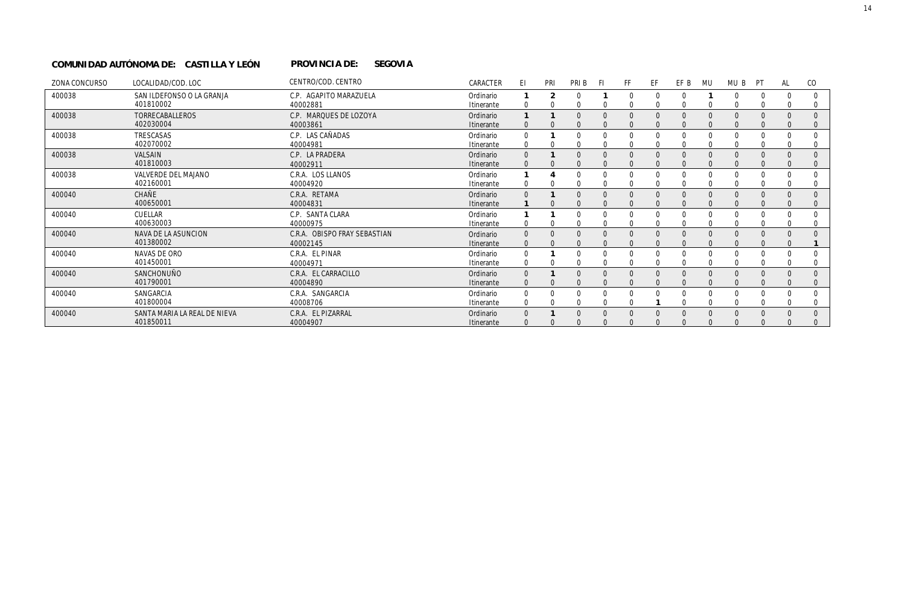**COMUNIDAD AUTÓNOMA DE: CASTILLA Y LEÓN** **PROVINCIA DE: SEGOVIA**

| ZONA CONCURSO | LOCALIDAD/COD. LOC | CENTRO/COD. CENTRO | CARACTER | EI | PRI | PRI B | FI | FF | EF | EF B | MU | MU B | PT | AL | CO |
|---|---|---|---|---|---|---|---|---|---|---|---|---|---|---|---|
| 400038 | SAN ILDEFONSO O LA GRANJA | C.P. AGAPITO MARAZUELA | Ordinario | 1 | 2 | 0 | 1 | 0 | 0 | 0 | 1 | 0 | 0 | 0 | 0 |
| | 401810002 | 40002881 | Itinerante | 0 | 0 | 0 | 0 | 0 | 0 | 0 | 0 | 0 | 0 | 0 | 0 |
| 400038 | TORRECABALLEROS | C.P. MARQUES DE LOZOYA | Ordinario | 1 | 1 | 0 | 0 | 0 | 0 | 0 | 0 | 0 | 0 | 0 | 0 |
| | 402030004 | 40003861 | Itinerante | 0 | 0 | 0 | 0 | 0 | 0 | 0 | 0 | 0 | 0 | 0 | 0 |
| 400038 | TRESCASAS | C.P. LAS CAÑADAS | Ordinario | 0 | 1 | 0 | 0 | 0 | 0 | 0 | 0 | 0 | 0 | 0 | 0 |
| | 402070002 | 40004981 | Itinerante | 0 | 0 | 0 | 0 | 0 | 0 | 0 | 0 | 0 | 0 | 0 | 0 |
| 400038 | VALSAIN | C.P. LA PRADERA | Ordinario | 0 | 1 | 0 | 0 | 0 | 0 | 0 | 0 | 0 | 0 | 0 | 0 |
| | 401810003 | 40002911 | Itinerante | 0 | 0 | 0 | 0 | 0 | 0 | 0 | 0 | 0 | 0 | 0 | 0 |
| 400038 | VALVERDE DEL MAJANO | C.R.A. LOS LLANOS | Ordinario | 1 | 4 | 0 | 0 | 0 | 0 | 0 | 0 | 0 | 0 | 0 | 0 |
| | 402160001 | 40004920 | Itinerante | 0 | 0 | 0 | 0 | 0 | 0 | 0 | 0 | 0 | 0 | 0 | 0 |
| 400040 | CHAÑE | C.R.A. RETAMA | Ordinario | 0 | 1 | 0 | 0 | 0 | 0 | 0 | 0 | 0 | 0 | 0 | 0 |
| | 400650001 | 40004831 | Itinerante | 1 | 0 | 0 | 0 | 0 | 0 | 0 | 0 | 0 | 0 | 0 | 0 |
| 400040 | CUELLAR | C.P. SANTA CLARA | Ordinario | 1 | 1 | 0 | 0 | 0 | 0 | 0 | 0 | 0 | 0 | 0 | 0 |
| | 400630003 | 40000975 | Itinerante | 0 | 0 | 0 | 0 | 0 | 0 | 0 | 0 | 0 | 0 | 0 | 0 |
| 400040 | NAVA DE LA ASUNCION | C.R.A. OBISPO FRAY SEBASTIAN | Ordinario | 0 | 0 | 0 | 0 | 0 | 0 | 0 | 0 | 0 | 0 | 0 | 0 |
| | 401380002 | 40002145 | Itinerante | 0 | 0 | 0 | 0 | 0 | 0 | 0 | 0 | 0 | 0 | 0 | 1 |
| 400040 | NAVAS DE ORO | C.R.A. EL PINAR | Ordinario | 0 | 1 | 0 | 0 | 0 | 0 | 0 | 0 | 0 | 0 | 0 | 0 |
| | 401450001 | 40004971 | Itinerante | 0 | 0 | 0 | 0 | 0 | 0 | 0 | 0 | 0 | 0 | 0 | 0 |
| 400040 | SANCHONUÑO | C.R.A. EL CARRACILLO | Ordinario | 0 | 1 | 0 | 0 | 0 | 0 | 0 | 0 | 0 | 0 | 0 | 0 |
| | 401790001 | 40004890 | Itinerante | 0 | 0 | 0 | 0 | 0 | 0 | 0 | 0 | 0 | 0 | 0 | 0 |
| 400040 | SANGARCIA | C.R.A. SANGARCIA | Ordinario | 0 | 0 | 0 | 0 | 0 | 0 | 0 | 0 | 0 | 0 | 0 | 0 |
| | 401800004 | 40008706 | Itinerante | 0 | 0 | 0 | 0 | 0 | 1 | 0 | 0 | 0 | 0 | 0 | 0 |
| 400040 | SANTA MARIA LA REAL DE NIEVA | C.R.A. EL PIZARRAL | Ordinario | 0 | 1 | 0 | 0 | 0 | 0 | 0 | 0 | 0 | 0 | 0 | 0 |
| | 401850011 | 40004907 | Itinerante | 0 | 0 | 0 | 0 | 0 | 0 | 0 | 0 | 0 | 0 | 0 | 0 |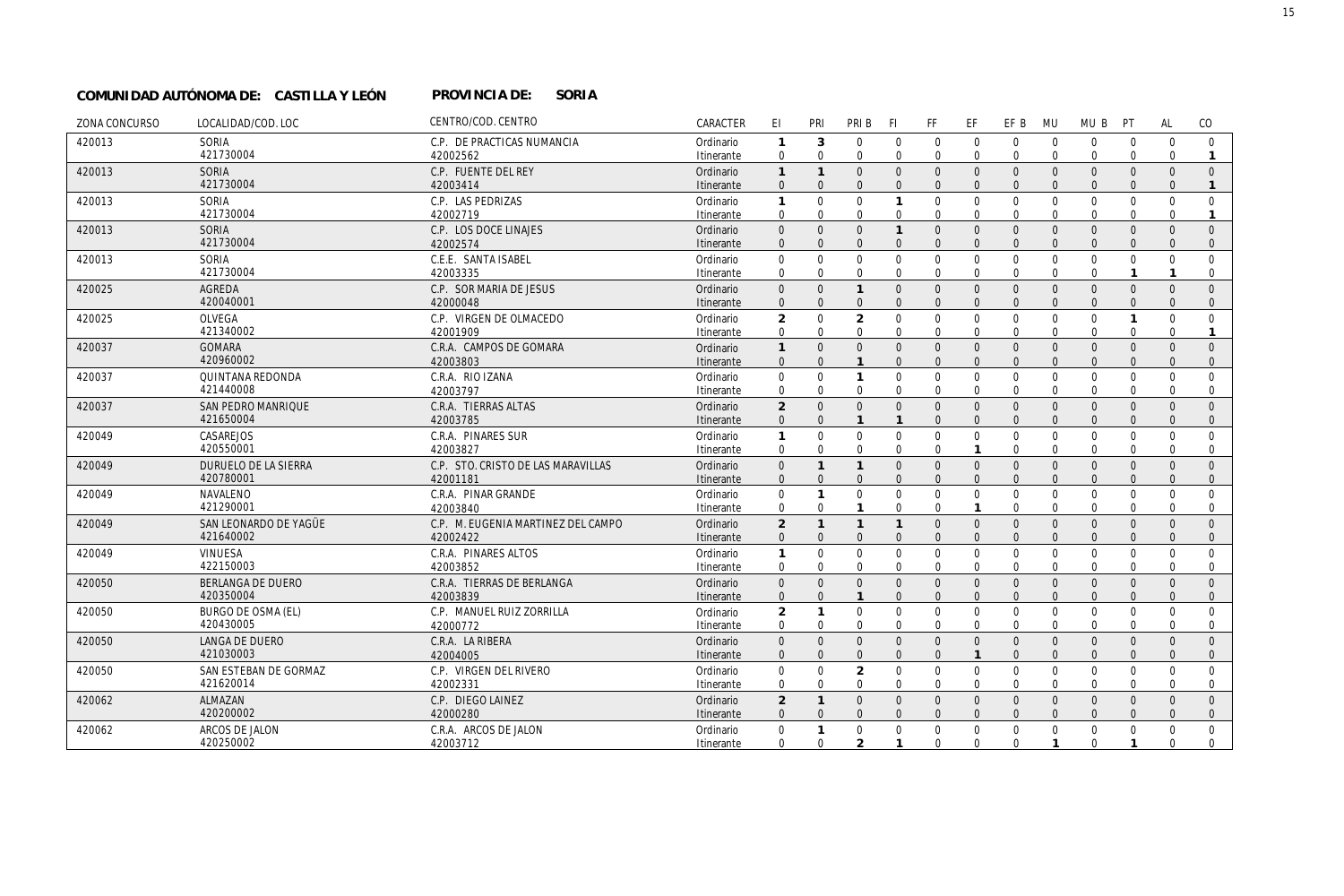**COMUNIDAD AUTÓNOMA DE: CASTILLA Y LEÓN** **PROVINCIA DE: SORIA**

| ZONA CONCURSO | LOCALIDAD/COD. LOC | CENTRO/COD. CENTRO | CARACTER | EI | PRI | PRI B | FI | FF | EF | EF B | MU | MU B | PT | AL | CO |
|---|---|---|---|---|---|---|---|---|---|---|---|---|---|---|---|
| 420013 | SORIA | C.P. DE PRACTICAS NUMANCIA | Ordinario | 1 | 3 | 0 | 0 | 0 | 0 | 0 | 0 | 0 | 0 | 0 | 0 |
| | 421730004 | 42002562 | Itinerante | 0 | 0 | 0 | 0 | 0 | 0 | 0 | 0 | 0 | 0 | 0 | 1 |
| 420013 | SORIA | C.P. FUENTE DEL REY | Ordinario | 1 | 1 | 0 | 0 | 0 | 0 | 0 | 0 | 0 | 0 | 0 | 0 |
| | 421730004 | 42003414 | Itinerante | 0 | 0 | 0 | 0 | 0 | 0 | 0 | 0 | 0 | 0 | 0 | 1 |
| 420013 | SORIA | C.P. LAS PEDRIZAS | Ordinario | 1 | 0 | 0 | 1 | 0 | 0 | 0 | 0 | 0 | 0 | 0 | 0 |
| | 421730004 | 42002719 | Itinerante | 0 | 0 | 0 | 0 | 0 | 0 | 0 | 0 | 0 | 0 | 0 | 1 |
| 420013 | SORIA | C.P. LOS DOCE LINAJES | Ordinario | 0 | 0 | 0 | 1 | 0 | 0 | 0 | 0 | 0 | 0 | 0 | 0 |
| | 421730004 | 42002574 | Itinerante | 0 | 0 | 0 | 0 | 0 | 0 | 0 | 0 | 0 | 0 | 0 | 0 |
| 420013 | SORIA | C.E.E. SANTA ISABEL | Ordinario | 0 | 0 | 0 | 0 | 0 | 0 | 0 | 0 | 0 | 0 | 0 | 0 |
| | 421730004 | 42003335 | Itinerante | 0 | 0 | 0 | 0 | 0 | 0 | 0 | 0 | 0 | 1 | 1 | 0 |
| 420025 | AGREDA | C.P. SOR MARIA DE JESUS | Ordinario | 0 | 0 | 1 | 0 | 0 | 0 | 0 | 0 | 0 | 0 | 0 | 0 |
| | 420040001 | 42000048 | Itinerante | 0 | 0 | 0 | 0 | 0 | 0 | 0 | 0 | 0 | 0 | 0 | 0 |
| 420025 | OLVEGA | C.P. VIRGEN DE OLMACEDO | Ordinario | 2 | 0 | 2 | 0 | 0 | 0 | 0 | 0 | 0 | 1 | 0 | 0 |
| | 421340002 | 42001909 | Itinerante | 0 | 0 | 0 | 0 | 0 | 0 | 0 | 0 | 0 | 0 | 0 | 1 |
| 420037 | GOMARA | C.R.A. CAMPOS DE GOMARA | Ordinario | 1 | 0 | 0 | 0 | 0 | 0 | 0 | 0 | 0 | 0 | 0 | 0 |
| | 420960002 | 42003803 | Itinerante | 0 | 0 | 1 | 0 | 0 | 0 | 0 | 0 | 0 | 0 | 0 | 0 |
| 420037 | QUINTANA REDONDA | C.R.A. RIO IZANA | Ordinario | 0 | 0 | 1 | 0 | 0 | 0 | 0 | 0 | 0 | 0 | 0 | 0 |
| | 421440008 | 42003797 | Itinerante | 0 | 0 | 0 | 0 | 0 | 0 | 0 | 0 | 0 | 0 | 0 | 0 |
| 420037 | SAN PEDRO MANRIQUE | C.R.A. TIERRAS ALTAS | Ordinario | 2 | 0 | 0 | 0 | 0 | 0 | 0 | 0 | 0 | 0 | 0 | 0 |
| | 421650004 | 42003785 | Itinerante | 0 | 0 | 1 | 1 | 0 | 0 | 0 | 0 | 0 | 0 | 0 | 0 |
| 420049 | CASAREJOS | C.R.A. PINARES SUR | Ordinario | 1 | 0 | 0 | 0 | 0 | 0 | 0 | 0 | 0 | 0 | 0 | 0 |
| | 420550001 | 42003827 | Itinerante | 0 | 0 | 0 | 0 | 0 | 1 | 0 | 0 | 0 | 0 | 0 | 0 |
| 420049 | DURUELO DE LA SIERRA | C.P. STO. CRISTO DE LAS MARAVILLAS | Ordinario | 0 | 1 | 1 | 0 | 0 | 0 | 0 | 0 | 0 | 0 | 0 | 0 |
| | 420780001 | 42001181 | Itinerante | 0 | 0 | 0 | 0 | 0 | 0 | 0 | 0 | 0 | 0 | 0 | 0 |
| 420049 | NAVALENO | C.R.A. PINAR GRANDE | Ordinario | 0 | 1 | 0 | 0 | 0 | 0 | 0 | 0 | 0 | 0 | 0 | 0 |
| | 421290001 | 42003840 | Itinerante | 0 | 0 | 1 | 0 | 0 | 1 | 0 | 0 | 0 | 0 | 0 | 0 |
| 420049 | SAN LEONARDO DE YAGÜE | C.P. M. EUGENIA MARTINEZ DEL CAMPO | Ordinario | 2 | 1 | 1 | 1 | 0 | 0 | 0 | 0 | 0 | 0 | 0 | 0 |
| | 421640002 | 42002422 | Itinerante | 0 | 0 | 0 | 0 | 0 | 0 | 0 | 0 | 0 | 0 | 0 | 0 |
| 420049 | VINUESA | C.R.A. PINARES ALTOS | Ordinario | 1 | 0 | 0 | 0 | 0 | 0 | 0 | 0 | 0 | 0 | 0 | 0 |
| | 422150003 | 42003852 | Itinerante | 0 | 0 | 0 | 0 | 0 | 0 | 0 | 0 | 0 | 0 | 0 | 0 |
| 420050 | BERLANGA DE DUERO | C.R.A. TIERRAS DE BERLANGA | Ordinario | 0 | 0 | 0 | 0 | 0 | 0 | 0 | 0 | 0 | 0 | 0 | 0 |
| | 420350004 | 42003839 | Itinerante | 0 | 0 | 1 | 0 | 0 | 0 | 0 | 0 | 0 | 0 | 0 | 0 |
| 420050 | BURGO DE OSMA (EL) | C.P. MANUEL RUIZ ZORRILLA | Ordinario | 2 | 1 | 0 | 0 | 0 | 0 | 0 | 0 | 0 | 0 | 0 | 0 |
| | 420430005 | 42000772 | Itinerante | 0 | 0 | 0 | 0 | 0 | 0 | 0 | 0 | 0 | 0 | 0 | 0 |
| 420050 | LANGA DE DUERO | C.R.A. LA RIBERA | Ordinario | 0 | 0 | 0 | 0 | 0 | 0 | 0 | 0 | 0 | 0 | 0 | 0 |
| | 421030003 | 42004005 | Itinerante | 0 | 0 | 0 | 0 | 0 | 1 | 0 | 0 | 0 | 0 | 0 | 0 |
| 420050 | SAN ESTEBAN DE GORMAZ | C.P. VIRGEN DEL RIVERO | Ordinario | 0 | 0 | 2 | 0 | 0 | 0 | 0 | 0 | 0 | 0 | 0 | 0 |
| | 421620014 | 42002331 | Itinerante | 0 | 0 | 0 | 0 | 0 | 0 | 0 | 0 | 0 | 0 | 0 | 0 |
| 420062 | ALMAZAN | C.P. DIEGO LAINEZ | Ordinario | 2 | 1 | 0 | 0 | 0 | 0 | 0 | 0 | 0 | 0 | 0 | 0 |
| | 420200002 | 42000280 | Itinerante | 0 | 0 | 0 | 0 | 0 | 0 | 0 | 0 | 0 | 0 | 0 | 0 |
| 420062 | ARCOS DE JALON | C.R.A. ARCOS DE JALON | Ordinario | 0 | 1 | 0 | 0 | 0 | 0 | 0 | 0 | 0 | 0 | 0 | 0 |
| | 420250002 | 42003712 | Itinerante | 0 | 0 | 2 | 1 | 0 | 0 | 0 | 1 | 0 | 1 | 0 | 0 |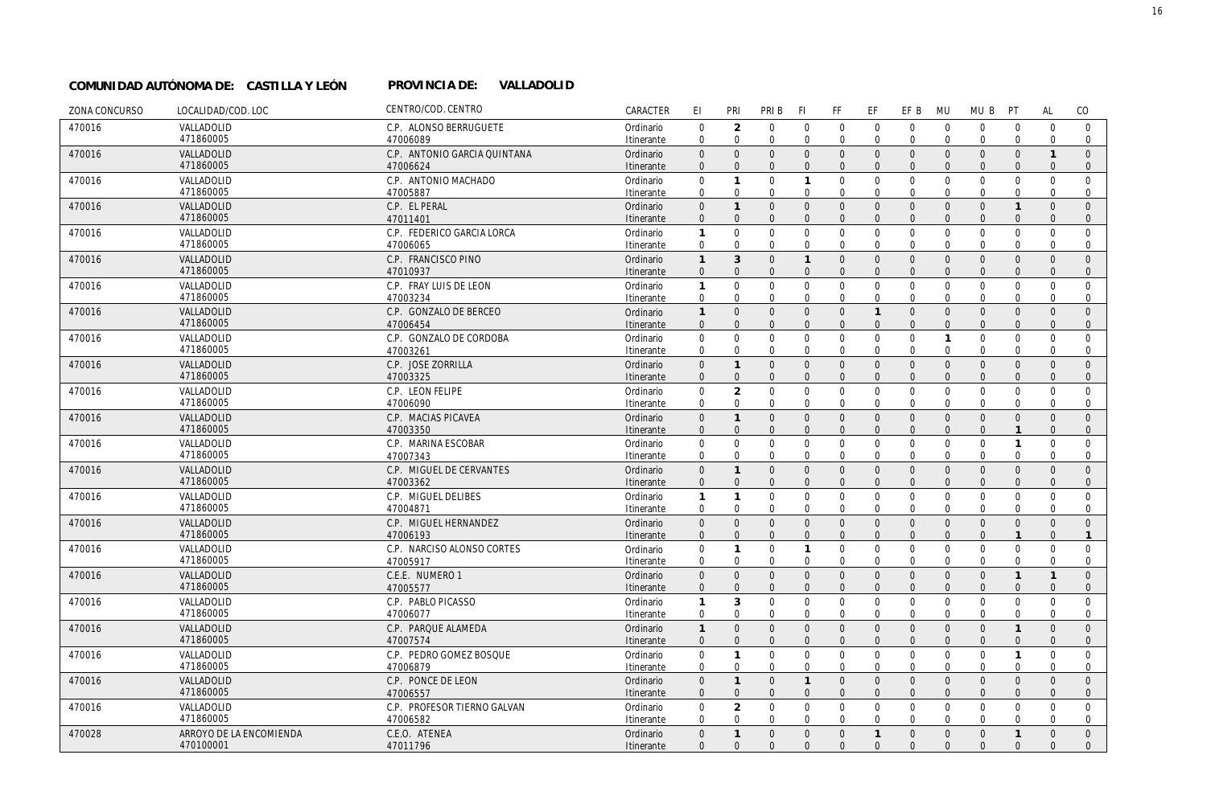**COMUNIDAD AUTÓNOMA DE: CASTILLA Y LEÓN** **PROVINCIA DE: VALLADOLID**

| ZONA CONCURSO | LOCALIDAD/COD. LOC | CENTRO/COD. CENTRO | CARACTER | EI | PRI | PRI B | FI | FF | EF | EF B | MU | MU B | PT | AL | CO |
|---|---|---|---|---|---|---|---|---|---|---|---|---|---|---|---|
| 470016 | VALLADOLID<br>471860005 | C.P. ALONSO BERRUGUETE<br>47006089 | Ordinario<br>Itinerante | 0<br>0 | 2<br>0 | 0<br>0 | 0<br>0 | 0<br>0 | 0<br>0 | 0<br>0 | 0<br>0 | 0<br>0 | 0<br>0 | 0<br>0 | 0<br>0 |
| 470016 | VALLADOLID<br>471860005 | C.P. ANTONIO GARCIA QUINTANA<br>47006624 | Ordinario<br>Itinerante | 0<br>0 | 0<br>0 | 0<br>0 | 0<br>0 | 0<br>0 | 0<br>0 | 0<br>0 | 0<br>0 | 0<br>0 | 0<br>0 | 1<br>0 | 0<br>0 |
| 470016 | VALLADOLID<br>471860005 | C.P. ANTONIO MACHADO<br>47005887 | Ordinario<br>Itinerante | 0<br>0 | 1<br>0 | 0<br>0 | 1<br>0 | 0<br>0 | 0<br>0 | 0<br>0 | 0<br>0 | 0<br>0 | 0<br>0 | 0<br>0 | 0<br>0 |
| 470016 | VALLADOLID<br>471860005 | C.P. EL PERAL<br>47011401 | Ordinario<br>Itinerante | 0<br>0 | 1<br>0 | 0<br>0 | 0<br>0 | 0<br>0 | 0<br>0 | 0<br>0 | 0<br>0 | 0<br>0 | 1<br>0 | 0<br>0 | 0<br>0 |
| 470016 | VALLADOLID<br>471860005 | C.P. FEDERICO GARCIA LORCA<br>47006065 | Ordinario<br>Itinerante | 1<br>0 | 0<br>0 | 0<br>0 | 0<br>0 | 0<br>0 | 0<br>0 | 0<br>0 | 0<br>0 | 0<br>0 | 0<br>0 | 0<br>0 | 0<br>0 |
| 470016 | VALLADOLID<br>471860005 | C.P. FRANCISCO PINO<br>47010937 | Ordinario<br>Itinerante | 1<br>0 | 3<br>0 | 0<br>0 | 1<br>0 | 0<br>0 | 0<br>0 | 0<br>0 | 0<br>0 | 0<br>0 | 0<br>0 | 0<br>0 | 0<br>0 |
| 470016 | VALLADOLID<br>471860005 | C.P. FRAY LUIS DE LEON<br>47003234 | Ordinario<br>Itinerante | 1<br>0 | 0<br>0 | 0<br>0 | 0<br>0 | 0<br>0 | 0<br>0 | 0<br>0 | 0<br>0 | 0<br>0 | 0<br>0 | 0<br>0 | 0<br>0 |
| 470016 | VALLADOLID<br>471860005 | C.P. GONZALO DE BERCEO<br>47006454 | Ordinario<br>Itinerante | 1<br>0 | 0<br>0 | 0<br>0 | 0<br>0 | 0<br>0 | 1<br>0 | 0<br>0 | 0<br>0 | 0<br>0 | 0<br>0 | 0<br>0 | 0<br>0 |
| 470016 | VALLADOLID<br>471860005 | C.P. GONZALO DE CORDOBA<br>47003261 | Ordinario<br>Itinerante | 0<br>0 | 0<br>0 | 0<br>0 | 0<br>0 | 0<br>0 | 0<br>0 | 0<br>0 | 1<br>0 | 0<br>0 | 0<br>0 | 0<br>0 | 0<br>0 |
| 470016 | VALLADOLID<br>471860005 | C.P. JOSE ZORRILLA<br>47003325 | Ordinario<br>Itinerante | 0<br>0 | 1<br>0 | 0<br>0 | 0<br>0 | 0<br>0 | 0<br>0 | 0<br>0 | 0<br>0 | 0<br>0 | 0<br>0 | 0<br>0 | 0<br>0 |
| 470016 | VALLADOLID<br>471860005 | C.P. LEON FELIPE<br>47006090 | Ordinario<br>Itinerante | 0<br>0 | 2<br>0 | 0<br>0 | 0<br>0 | 0<br>0 | 0<br>0 | 0<br>0 | 0<br>0 | 0<br>0 | 0<br>0 | 0<br>0 | 0<br>0 |
| 470016 | VALLADOLID<br>471860005 | C.P. MACIAS PICAVEA<br>47003350 | Ordinario<br>Itinerante | 0<br>0 | 1<br>0 | 0<br>0 | 0<br>0 | 0<br>0 | 0<br>0 | 0<br>0 | 0<br>0 | 0<br>0 | 0<br>1 | 0<br>0 | 0<br>0 |
| 470016 | VALLADOLID<br>471860005 | C.P. MARINA ESCOBAR<br>47007343 | Ordinario<br>Itinerante | 0<br>0 | 0<br>0 | 0<br>0 | 0<br>0 | 0<br>0 | 0<br>0 | 0<br>0 | 0<br>0 | 0<br>0 | 1<br>0 | 0<br>0 | 0<br>0 |
| 470016 | VALLADOLID<br>471860005 | C.P. MIGUEL DE CERVANTES<br>47003362 | Ordinario<br>Itinerante | 0<br>0 | 1<br>0 | 0<br>0 | 0<br>0 | 0<br>0 | 0<br>0 | 0<br>0 | 0<br>0 | 0<br>0 | 0<br>0 | 0<br>0 | 0<br>0 |
| 470016 | VALLADOLID<br>471860005 | C.P. MIGUEL DELIBES<br>47004871 | Ordinario<br>Itinerante | 1<br>0 | 1<br>0 | 0<br>0 | 0<br>0 | 0<br>0 | 0<br>0 | 0<br>0 | 0<br>0 | 0<br>0 | 0<br>0 | 0<br>0 | 0<br>0 |
| 470016 | VALLADOLID<br>471860005 | C.P. MIGUEL HERNANDEZ<br>47006193 | Ordinario<br>Itinerante | 0<br>0 | 0<br>0 | 0<br>0 | 0<br>0 | 0<br>0 | 0<br>0 | 0<br>0 | 0<br>0 | 0<br>0 | 0<br>1 | 0<br>0 | 0<br>1 |
| 470016 | VALLADOLID<br>471860005 | C.P. NARCISO ALONSO CORTES<br>47005917 | Ordinario<br>Itinerante | 0<br>0 | 1<br>0 | 0<br>0 | 1<br>0 | 0<br>0 | 0<br>0 | 0<br>0 | 0<br>0 | 0<br>0 | 0<br>0 | 0<br>0 | 0<br>0 |
| 470016 | VALLADOLID<br>471860005 | C.E.E. NUMERO 1<br>47005577 | Ordinario<br>Itinerante | 0<br>0 | 0<br>0 | 0<br>0 | 0<br>0 | 0<br>0 | 0<br>0 | 0<br>0 | 0<br>0 | 0<br>0 | 1<br>0 | 1<br>0 | 0<br>0 |
| 470016 | VALLADOLID<br>471860005 | C.P. PABLO PICASSO<br>47006077 | Ordinario<br>Itinerante | 1<br>0 | 3<br>0 | 0<br>0 | 0<br>0 | 0<br>0 | 0<br>0 | 0<br>0 | 0<br>0 | 0<br>0 | 0<br>0 | 0<br>0 | 0<br>0 |
| 470016 | VALLADOLID<br>471860005 | C.P. PARQUE ALAMEDA<br>47007574 | Ordinario<br>Itinerante | 1<br>0 | 0<br>0 | 0<br>0 | 0<br>0 | 0<br>0 | 0<br>0 | 0<br>0 | 0<br>0 | 0<br>0 | 1<br>0 | 0<br>0 | 0<br>0 |
| 470016 | VALLADOLID<br>471860005 | C.P. PEDRO GOMEZ BOSQUE<br>47006879 | Ordinario<br>Itinerante | 0<br>0 | 1<br>0 | 0<br>0 | 0<br>0 | 0<br>0 | 0<br>0 | 0<br>0 | 0<br>0 | 0<br>0 | 1<br>0 | 0<br>0 | 0<br>0 |
| 470016 | VALLADOLID<br>471860005 | C.P. PONCE DE LEON<br>47006557 | Ordinario<br>Itinerante | 0<br>0 | 1<br>0 | 0<br>0 | 1<br>0 | 0<br>0 | 0<br>0 | 0<br>0 | 0<br>0 | 0<br>0 | 0<br>0 | 0<br>0 | 0<br>0 |
| 470016 | VALLADOLID<br>471860005 | C.P. PROFESOR TIERNO GALVAN<br>47006582 | Ordinario<br>Itinerante | 0<br>0 | 2<br>0 | 0<br>0 | 0<br>0 | 0<br>0 | 0<br>0 | 0<br>0 | 0<br>0 | 0<br>0 | 0<br>0 | 0<br>0 | 0<br>0 |
| 470028 | ARROYO DE LA ENCOMIENDA<br>470100001 | C.E.O. ATENEA<br>47011796 | Ordinario<br>Itinerante | 0<br>0 | 1<br>0 | 0<br>0 | 0<br>0 | 0<br>0 | 1<br>0 | 0<br>0 | 0<br>0 | 0<br>0 | 1<br>0 | 0<br>0 | 0<br>0 |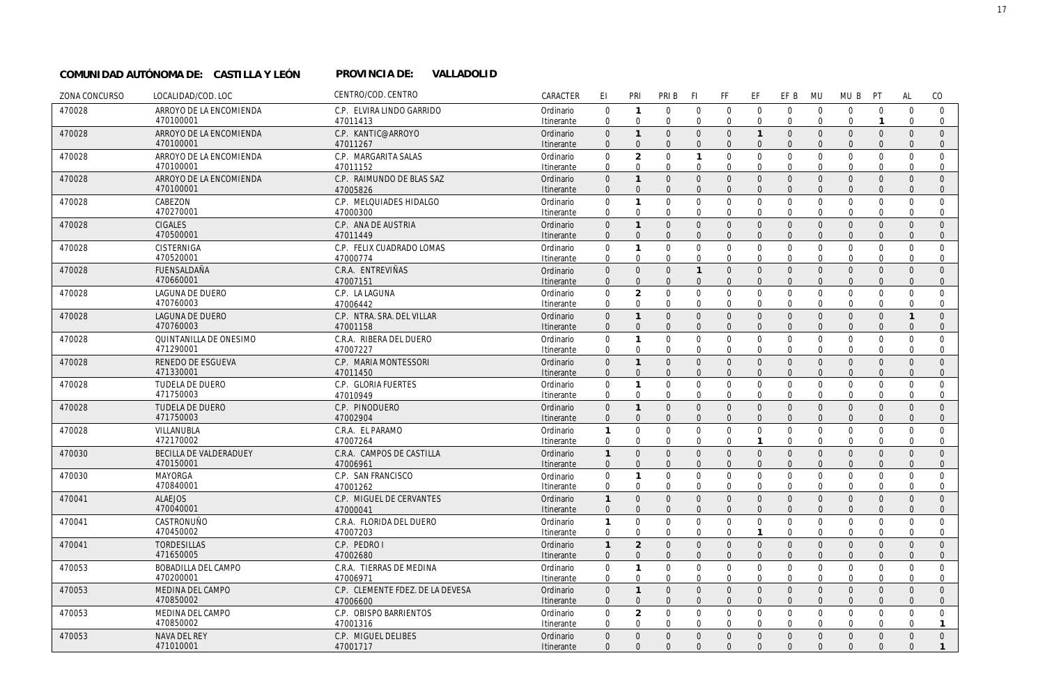**COMUNIDAD AUTÓNOMA DE: CASTILLA Y LEÓN** **PROVINCIA DE: VALLADOLID**

| ZONA CONCURSO | LOCALIDAD/COD. LOC | CENTRO/COD. CENTRO | CARACTER | EI | PRI | PRI B | FI | FF | EF | EF B | MU | MU B | PT | AL | CO |
|---|---|---|---|---|---|---|---|---|---|---|---|---|---|---|---|
| 470028 | ARROYO DE LA ENCOMIENDA<br>470100001 | C.P. ELVIRA LINDO GARRIDO<br>47011413 | Ordinario<br>Itinerante | 0<br>0 | 1<br>0 | 0<br>0 | 0<br>0 | 0<br>0 | 0<br>0 | 0<br>0 | 0<br>0 | 0<br>0 | 0<br>1 | 0<br>0 | 0<br>0 |
| 470028 | ARROYO DE LA ENCOMIENDA<br>470100001 | C.P. KANTIC@ARROYO<br>47011267 | Ordinario<br>Itinerante | 0<br>0 | 1<br>0 | 0<br>0 | 0<br>0 | 0<br>0 | 1<br>0 | 0<br>0 | 0<br>0 | 0<br>0 | 0<br>0 | 0<br>0 | 0<br>0 |
| 470028 | ARROYO DE LA ENCOMIENDA<br>470100001 | C.P. MARGARITA SALAS<br>47011152 | Ordinario<br>Itinerante | 0<br>0 | 2<br>0 | 0<br>0 | 1<br>0 | 0<br>0 | 0<br>0 | 0<br>0 | 0<br>0 | 0<br>0 | 0<br>0 | 0<br>0 | 0<br>0 |
| 470028 | ARROYO DE LA ENCOMIENDA<br>470100001 | C.P. RAIMUNDO DE BLAS SAZ<br>47005826 | Ordinario<br>Itinerante | 0<br>0 | 1<br>0 | 0<br>0 | 0<br>0 | 0<br>0 | 0<br>0 | 0<br>0 | 0<br>0 | 0<br>0 | 0<br>0 | 0<br>0 | 0<br>0 |
| 470028 | CABEZON<br>470270001 | C.P. MELQUIADES HIDALGO<br>47000300 | Ordinario<br>Itinerante | 0<br>0 | 1<br>0 | 0<br>0 | 0<br>0 | 0<br>0 | 0<br>0 | 0<br>0 | 0<br>0 | 0<br>0 | 0<br>0 | 0<br>0 | 0<br>0 |
| 470028 | CIGALES<br>470500001 | C.P. ANA DE AUSTRIA<br>47011449 | Ordinario<br>Itinerante | 0<br>0 | 1<br>0 | 0<br>0 | 0<br>0 | 0<br>0 | 0<br>0 | 0<br>0 | 0<br>0 | 0<br>0 | 0<br>0 | 0<br>0 | 0<br>0 |
| 470028 | CISTERNIGA<br>470520001 | C.P. FELIX CUADRADO LOMAS<br>47000774 | Ordinario<br>Itinerante | 0<br>0 | 1<br>0 | 0<br>0 | 0<br>0 | 0<br>0 | 0<br>0 | 0<br>0 | 0<br>0 | 0<br>0 | 0<br>0 | 0<br>0 | 0<br>0 |
| 470028 | FUENSALDAÑA<br>470660001 | C.R.A. ENTREVIÑAS<br>47007151 | Ordinario<br>Itinerante | 0<br>0 | 0<br>0 | 0<br>0 | 1<br>0 | 0<br>0 | 0<br>0 | 0<br>0 | 0<br>0 | 0<br>0 | 0<br>0 | 0<br>0 | 0<br>0 |
| 470028 | LAGUNA DE DUERO<br>470760003 | C.P. LA LAGUNA<br>47006442 | Ordinario<br>Itinerante | 0<br>0 | 2<br>0 | 0<br>0 | 0<br>0 | 0<br>0 | 0<br>0 | 0<br>0 | 0<br>0 | 0<br>0 | 0<br>0 | 0<br>0 | 0<br>0 |
| 470028 | LAGUNA DE DUERO<br>470760003 | C.P. NTRA. SRA. DEL VILLAR<br>47001158 | Ordinario<br>Itinerante | 0<br>0 | 1<br>0 | 0<br>0 | 0<br>0 | 0<br>0 | 0<br>0 | 0<br>0 | 0<br>0 | 0<br>0 | 0<br>0 | 1<br>0 | 0<br>0 |
| 470028 | QUINTANILLA DE ONESIMO<br>471290001 | C.R.A. RIBERA DEL DUERO<br>47007227 | Ordinario<br>Itinerante | 0<br>0 | 1<br>0 | 0<br>0 | 0<br>0 | 0<br>0 | 0<br>0 | 0<br>0 | 0<br>0 | 0<br>0 | 0<br>0 | 0<br>0 | 0<br>0 |
| 470028 | RENEDO DE ESGUEVA<br>471330001 | C.P. MARIA MONTESSORI<br>47011450 | Ordinario<br>Itinerante | 0<br>0 | 1<br>0 | 0<br>0 | 0<br>0 | 0<br>0 | 0<br>0 | 0<br>0 | 0<br>0 | 0<br>0 | 0<br>0 | 0<br>0 | 0<br>0 |
| 470028 | TUDELA DE DUERO<br>471750003 | C.P. GLORIA FUERTES<br>47010949 | Ordinario<br>Itinerante | 0<br>0 | 1<br>0 | 0<br>0 | 0<br>0 | 0<br>0 | 0<br>0 | 0<br>0 | 0<br>0 | 0<br>0 | 0<br>0 | 0<br>0 | 0<br>0 |
| 470028 | TUDELA DE DUERO<br>471750003 | C.P. PINODUERO<br>47002904 | Ordinario<br>Itinerante | 0<br>0 | 1<br>0 | 0<br>0 | 0<br>0 | 0<br>0 | 0<br>0 | 0<br>0 | 0<br>0 | 0<br>0 | 0<br>0 | 0<br>0 | 0<br>0 |
| 470028 | VILLANUBLA<br>472170002 | C.R.A. EL PARAMO<br>47007264 | Ordinario<br>Itinerante | 1<br>0 | 0<br>0 | 0<br>0 | 0<br>0 | 0<br>0 | 0<br>1 | 0<br>0 | 0<br>0 | 0<br>0 | 0<br>0 | 0<br>0 | 0<br>0 |
| 470030 | BECILLA DE VALDERADUEY<br>470150001 | C.R.A. CAMPOS DE CASTILLA<br>47006961 | Ordinario<br>Itinerante | 1<br>0 | 0<br>0 | 0<br>0 | 0<br>0 | 0<br>0 | 0<br>0 | 0<br>0 | 0<br>0 | 0<br>0 | 0<br>0 | 0<br>0 | 0<br>0 |
| 470030 | MAYORGA<br>470840001 | C.P. SAN FRANCISCO<br>47001262 | Ordinario<br>Itinerante | 0<br>0 | 1<br>0 | 0<br>0 | 0<br>0 | 0<br>0 | 0<br>0 | 0<br>0 | 0<br>0 | 0<br>0 | 0<br>0 | 0<br>0 | 0<br>0 |
| 470041 | ALAEJOS<br>470040001 | C.P. MIGUEL DE CERVANTES<br>47000041 | Ordinario<br>Itinerante | 1<br>0 | 0<br>0 | 0<br>0 | 0<br>0 | 0<br>0 | 0<br>0 | 0<br>0 | 0<br>0 | 0<br>0 | 0<br>0 | 0<br>0 | 0<br>0 |
| 470041 | CASTRONUÑO<br>470450002 | C.R.A. FLORIDA DEL DUERO<br>47007203 | Ordinario<br>Itinerante | 1<br>0 | 0<br>0 | 0<br>0 | 0<br>0 | 0<br>0 | 0<br>1 | 0<br>0 | 0<br>0 | 0<br>0 | 0<br>0 | 0<br>0 | 0<br>0 |
| 470041 | TORDESILLAS<br>471650005 | C.P. PEDRO I<br>47002680 | Ordinario<br>Itinerante | 1<br>0 | 2<br>0 | 0<br>0 | 0<br>0 | 0<br>0 | 0<br>0 | 0<br>0 | 0<br>0 | 0<br>0 | 0<br>0 | 0<br>0 | 0<br>0 |
| 470053 | BOBADILLA DEL CAMPO<br>470200001 | C.R.A. TIERRAS DE MEDINA<br>47006971 | Ordinario<br>Itinerante | 0<br>0 | 1<br>0 | 0<br>0 | 0<br>0 | 0<br>0 | 0<br>0 | 0<br>0 | 0<br>0 | 0<br>0 | 0<br>0 | 0<br>0 | 0<br>0 |
| 470053 | MEDINA DEL CAMPO<br>470850002 | C.P. CLEMENTE FDEZ. DE LA DEVESA<br>47006600 | Ordinario<br>Itinerante | 0<br>0 | 1<br>0 | 0<br>0 | 0<br>0 | 0<br>0 | 0<br>0 | 0<br>0 | 0<br>0 | 0<br>0 | 0<br>0 | 0<br>0 | 0<br>0 |
| 470053 | MEDINA DEL CAMPO<br>470850002 | C.P. OBISPO BARRIENTOS<br>47001316 | Ordinario<br>Itinerante | 0<br>0 | 2<br>0 | 0<br>0 | 0<br>0 | 0<br>0 | 0<br>0 | 0<br>0 | 0<br>0 | 0<br>0 | 0<br>0 | 0<br>0 | 0<br>1 |
| 470053 | NAVA DEL REY<br>471010001 | C.P. MIGUEL DELIBES<br>47001717 | Ordinario<br>Itinerante | 0<br>0 | 0<br>0 | 0<br>0 | 0<br>0 | 0<br>0 | 0<br>0 | 0<br>0 | 0<br>0 | 0<br>0 | 0<br>0 | 0<br>0 | 0<br>1 |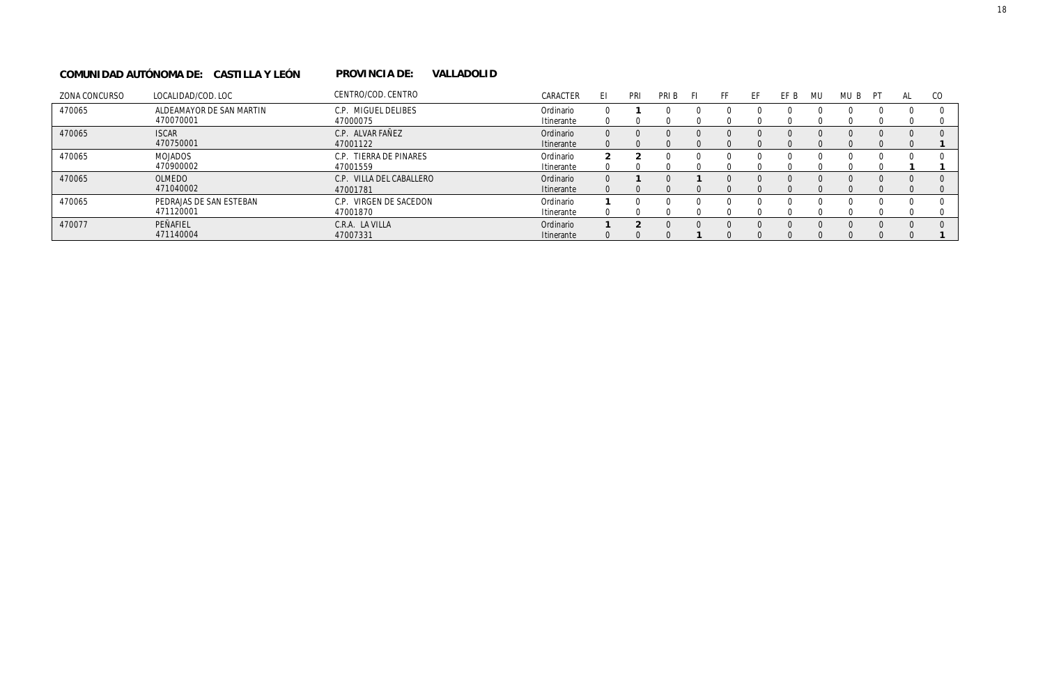**COMUNIDAD AUTÓNOMA DE: CASTILLA Y LEÓN** **PROVINCIA DE: VALLADOLID**

| ZONA CONCURSO | LOCALIDAD/COD. LOC | CENTRO/COD. CENTRO | CARACTER | EI | PRI | PRI B | FI | FF | EF | EF B | MU | MU B | PT | AL | CO |
|---|---|---|---|---|---|---|---|---|---|---|---|---|---|---|---|
| 470065 | ALDEAMAYOR DE SAN MARTIN | C.P. MIGUEL DELIBES | Ordinario | 0 | **1** | 0 | 0 | 0 | 0 | 0 | 0 | 0 | 0 | 0 | 0 |
| | 470070001 | 47000075 | Itinerante | 0 | 0 | 0 | 0 | 0 | 0 | 0 | 0 | 0 | 0 | 0 | 0 |
| 470065 | ISCAR | C.P. ALVAR FAÑEZ | Ordinario | 0 | 0 | 0 | 0 | 0 | 0 | 0 | 0 | 0 | 0 | 0 | 0 |
| | 470750001 | 47001122 | Itinerante | 0 | 0 | 0 | 0 | 0 | 0 | 0 | 0 | 0 | 0 | 0 | **1** |
| 470065 | MOJADOS | C.P. TIERRA DE PINARES | Ordinario | **2** | **2** | 0 | 0 | 0 | 0 | 0 | 0 | 0 | 0 | 0 | 0 |
| | 470900002 | 47001559 | Itinerante | 0 | 0 | 0 | 0 | 0 | 0 | 0 | 0 | 0 | 0 | **1** | **1** |
| 470065 | OLMEDO | C.P. VILLA DEL CABALLERO | Ordinario | 0 | **1** | 0 | **1** | 0 | 0 | 0 | 0 | 0 | 0 | 0 | 0 |
| | 471040002 | 47001781 | Itinerante | 0 | 0 | 0 | 0 | 0 | 0 | 0 | 0 | 0 | 0 | 0 | 0 |
| 470065 | PEDRAJAS DE SAN ESTEBAN | C.P. VIRGEN DE SACEDON | Ordinario | **1** | 0 | 0 | 0 | 0 | 0 | 0 | 0 | 0 | 0 | 0 | 0 |
| | 471120001 | 47001870 | Itinerante | 0 | 0 | 0 | 0 | 0 | 0 | 0 | 0 | 0 | 0 | 0 | 0 |
| 470077 | PEÑAFIEL | C.R.A. LA VILLA | Ordinario | **1** | **2** | 0 | 0 | 0 | 0 | 0 | 0 | 0 | 0 | 0 | 0 |
| | 471140004 | 47007331 | Itinerante | 0 | 0 | 0 | **1** | 0 | 0 | 0 | 0 | 0 | 0 | 0 | **1** |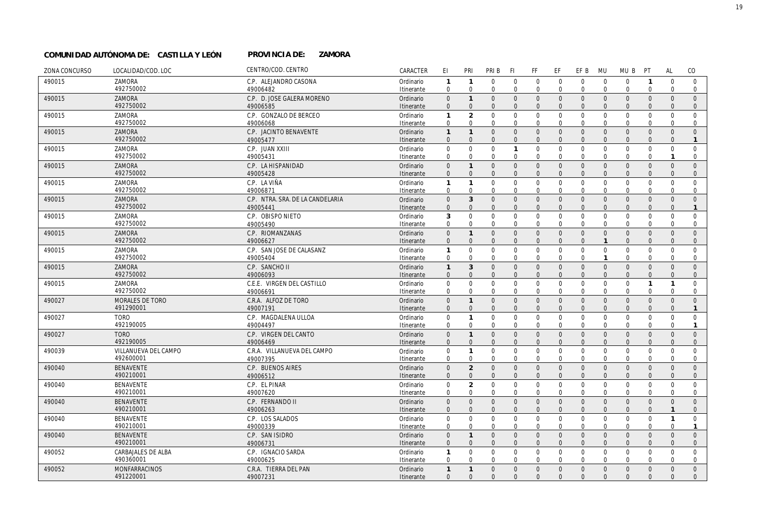**COMUNIDAD AUTÓNOMA DE: CASTILLA Y LEÓN** **PROVINCIA DE: ZAMORA**

| ZONA CONCURSO | LOCALIDAD/COD. LOC | CENTRO/COD. CENTRO | CARACTER | EI | PRI | PRI B | FI | FF | EF | EF B | MU | MU B | PT | AL | CO |
|---|---|---|---|---|---|---|---|---|---|---|---|---|---|---|---|
| 490015 | ZAMORA | C.P. ALEJANDRO CASONA | Ordinario | 1 | 1 | 0 | 0 | 0 | 0 | 0 | 0 | 0 | 1 | 0 | 0 |
| | 492750002 | 49006482 | Itinerante | 0 | 0 | 0 | 0 | 0 | 0 | 0 | 0 | 0 | 0 | 0 | 0 |
| 490015 | ZAMORA | C.P. D. JOSE GALERA MORENO | Ordinario | 0 | 1 | 0 | 0 | 0 | 0 | 0 | 0 | 0 | 0 | 0 | 0 |
| | 492750002 | 49006585 | Itinerante | 0 | 0 | 0 | 0 | 0 | 0 | 0 | 0 | 0 | 0 | 0 | 0 |
| 490015 | ZAMORA | C.P. GONZALO DE BERCEO | Ordinario | 1 | 2 | 0 | 0 | 0 | 0 | 0 | 0 | 0 | 0 | 0 | 0 |
| | 492750002 | 49006068 | Itinerante | 0 | 0 | 0 | 0 | 0 | 0 | 0 | 0 | 0 | 0 | 0 | 0 |
| 490015 | ZAMORA | C.P. JACINTO BENAVENTE | Ordinario | 1 | 1 | 0 | 0 | 0 | 0 | 0 | 0 | 0 | 0 | 0 | 0 |
| | 492750002 | 49005477 | Itinerante | 0 | 0 | 0 | 0 | 0 | 0 | 0 | 0 | 0 | 0 | 0 | 1 |
| 490015 | ZAMORA | C.P. JUAN XXIII | Ordinario | 0 | 0 | 0 | 1 | 0 | 0 | 0 | 0 | 0 | 0 | 0 | 0 |
| | 492750002 | 49005431 | Itinerante | 0 | 0 | 0 | 0 | 0 | 0 | 0 | 0 | 0 | 0 | 1 | 0 |
| 490015 | ZAMORA | C.P. LA HISPANIDAD | Ordinario | 0 | 1 | 0 | 0 | 0 | 0 | 0 | 0 | 0 | 0 | 0 | 0 |
| | 492750002 | 49005428 | Itinerante | 0 | 0 | 0 | 0 | 0 | 0 | 0 | 0 | 0 | 0 | 0 | 0 |
| 490015 | ZAMORA | C.P. LA VIÑA | Ordinario | 1 | 1 | 0 | 0 | 0 | 0 | 0 | 0 | 0 | 0 | 0 | 0 |
| | 492750002 | 49006871 | Itinerante | 0 | 0 | 0 | 0 | 0 | 0 | 0 | 0 | 0 | 0 | 0 | 0 |
| 490015 | ZAMORA | C.P. NTRA. SRA. DE LA CANDELARIA | Ordinario | 0 | 3 | 0 | 0 | 0 | 0 | 0 | 0 | 0 | 0 | 0 | 0 |
| | 492750002 | 49005441 | Itinerante | 0 | 0 | 0 | 0 | 0 | 0 | 0 | 0 | 0 | 0 | 0 | 1 |
| 490015 | ZAMORA | C.P. OBISPO NIETO | Ordinario | 3 | 0 | 0 | 0 | 0 | 0 | 0 | 0 | 0 | 0 | 0 | 0 |
| | 492750002 | 49005490 | Itinerante | 0 | 0 | 0 | 0 | 0 | 0 | 0 | 0 | 0 | 0 | 0 | 0 |
| 490015 | ZAMORA | C.P. RIOMANZANAS | Ordinario | 0 | 1 | 0 | 0 | 0 | 0 | 0 | 0 | 0 | 0 | 0 | 0 |
| | 492750002 | 49006627 | Itinerante | 0 | 0 | 0 | 0 | 0 | 0 | 0 | 1 | 0 | 0 | 0 | 0 |
| 490015 | ZAMORA | C.P. SAN JOSE DE CALASANZ | Ordinario | 1 | 0 | 0 | 0 | 0 | 0 | 0 | 0 | 0 | 0 | 0 | 0 |
| | 492750002 | 49005404 | Itinerante | 0 | 0 | 0 | 0 | 0 | 0 | 0 | 1 | 0 | 0 | 0 | 0 |
| 490015 | ZAMORA | C.P. SANCHO II | Ordinario | 1 | 3 | 0 | 0 | 0 | 0 | 0 | 0 | 0 | 0 | 0 | 0 |
| | 492750002 | 49006093 | Itinerante | 0 | 0 | 0 | 0 | 0 | 0 | 0 | 0 | 0 | 0 | 0 | 0 |
| 490015 | ZAMORA | C.E.E. VIRGEN DEL CASTILLO | Ordinario | 0 | 0 | 0 | 0 | 0 | 0 | 0 | 0 | 0 | 1 | 1 | 0 |
| | 492750002 | 49006691 | Itinerante | 0 | 0 | 0 | 0 | 0 | 0 | 0 | 0 | 0 | 0 | 0 | 0 |
| 490027 | MORALES DE TORO | C.R.A. ALFOZ DE TORO | Ordinario | 0 | 1 | 0 | 0 | 0 | 0 | 0 | 0 | 0 | 0 | 0 | 0 |
| | 491290001 | 49007191 | Itinerante | 0 | 0 | 0 | 0 | 0 | 0 | 0 | 0 | 0 | 0 | 0 | 1 |
| 490027 | TORO | C.P. MAGDALENA ULLOA | Ordinario | 0 | 1 | 0 | 0 | 0 | 0 | 0 | 0 | 0 | 0 | 0 | 0 |
| | 492190005 | 49004497 | Itinerante | 0 | 0 | 0 | 0 | 0 | 0 | 0 | 0 | 0 | 0 | 0 | 1 |
| 490027 | TORO | C.P. VIRGEN DEL CANTO | Ordinario | 0 | 1 | 0 | 0 | 0 | 0 | 0 | 0 | 0 | 0 | 0 | 0 |
| | 492190005 | 49006469 | Itinerante | 0 | 0 | 0 | 0 | 0 | 0 | 0 | 0 | 0 | 0 | 0 | 0 |
| 490039 | VILLANUEVA DEL CAMPO | C.R.A. VILLANUEVA DEL CAMPO | Ordinario | 0 | 1 | 0 | 0 | 0 | 0 | 0 | 0 | 0 | 0 | 0 | 0 |
| | 492600001 | 49007395 | Itinerante | 0 | 0 | 0 | 0 | 0 | 0 | 0 | 0 | 0 | 0 | 0 | 0 |
| 490040 | BENAVENTE | C.P. BUENOS AIRES | Ordinario | 0 | 2 | 0 | 0 | 0 | 0 | 0 | 0 | 0 | 0 | 0 | 0 |
| | 490210001 | 49006512 | Itinerante | 0 | 0 | 0 | 0 | 0 | 0 | 0 | 0 | 0 | 0 | 0 | 0 |
| 490040 | BENAVENTE | C.P. EL PINAR | Ordinario | 0 | 2 | 0 | 0 | 0 | 0 | 0 | 0 | 0 | 0 | 0 | 0 |
| | 490210001 | 49007620 | Itinerante | 0 | 0 | 0 | 0 | 0 | 0 | 0 | 0 | 0 | 0 | 0 | 0 |
| 490040 | BENAVENTE | C.P. FERNANDO II | Ordinario | 0 | 0 | 0 | 0 | 0 | 0 | 0 | 0 | 0 | 0 | 0 | 0 |
| | 490210001 | 49006263 | Itinerante | 0 | 0 | 0 | 0 | 0 | 0 | 0 | 0 | 0 | 0 | 1 | 0 |
| 490040 | BENAVENTE | C.P. LOS SALADOS | Ordinario | 0 | 0 | 0 | 0 | 0 | 0 | 0 | 0 | 0 | 0 | 1 | 0 |
| | 490210001 | 49000339 | Itinerante | 0 | 0 | 0 | 0 | 0 | 0 | 0 | 0 | 0 | 0 | 0 | 1 |
| 490040 | BENAVENTE | C.P. SAN ISIDRO | Ordinario | 0 | 1 | 0 | 0 | 0 | 0 | 0 | 0 | 0 | 0 | 0 | 0 |
| | 490210001 | 49006731 | Itinerante | 0 | 0 | 0 | 0 | 0 | 0 | 0 | 0 | 0 | 0 | 0 | 0 |
| 490052 | CARBAJALES DE ALBA | C.P. IGNACIO SARDA | Ordinario | 1 | 0 | 0 | 0 | 0 | 0 | 0 | 0 | 0 | 0 | 0 | 0 |
| | 490360001 | 49000625 | Itinerante | 0 | 0 | 0 | 0 | 0 | 0 | 0 | 0 | 0 | 0 | 0 | 0 |
| 490052 | MONFARRACINOS | C.R.A. TIERRA DEL PAN | Ordinario | 1 | 1 | 0 | 0 | 0 | 0 | 0 | 0 | 0 | 0 | 0 | 0 |
| | 491220001 | 49007231 | Itinerante | 0 | 0 | 0 | 0 | 0 | 0 | 0 | 0 | 0 | 0 | 0 | 0 |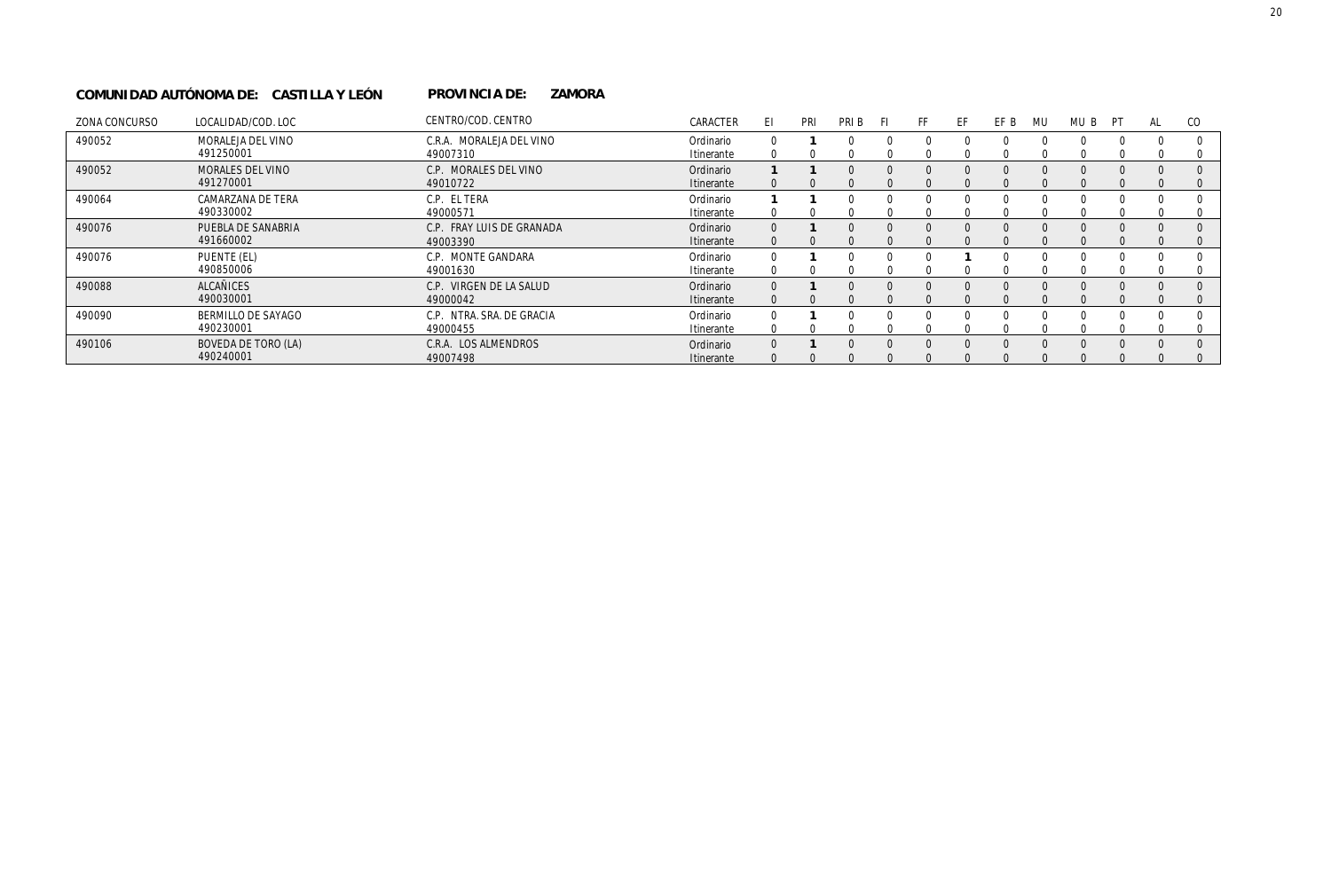**COMUNIDAD AUTÓNOMA DE: CASTILLA Y LEÓN** **PROVINCIA DE: ZAMORA**

| ZONA CONCURSO | LOCALIDAD/COD. LOC | CENTRO/COD. CENTRO | CARACTER | EI | PRI | PRI B | FI | FF | EF | EF B | MU | MU B | PT | AL | CO |
|---|---|---|---|---|---|---|---|---|---|---|---|---|---|---|---|
| 490052 | MORALEJA DEL VINO<br>491250001 | C.R.A. MORALEJA DEL VINO<br>49007310 | Ordinario<br>Itinerante | 0<br>0 | **1**<br>0 | 0<br>0 | 0<br>0 | 0<br>0 | 0<br>0 | 0<br>0 | 0<br>0 | 0<br>0 | 0<br>0 | 0<br>0 | 0<br>0 |
| 490052 | MORALES DEL VINO<br>491270001 | C.P. MORALES DEL VINO<br>49010722 | Ordinario<br>Itinerante | **1**<br>0 | **1**<br>0 | 0<br>0 | 0<br>0 | 0<br>0 | 0<br>0 | 0<br>0 | 0<br>0 | 0<br>0 | 0<br>0 | 0<br>0 | 0<br>0 |
| 490064 | CAMARZANA DE TERA<br>490330002 | C.P. EL TERA<br>49000571 | Ordinario<br>Itinerante | **1**<br>0 | **1**<br>0 | 0<br>0 | 0<br>0 | 0<br>0 | 0<br>0 | 0<br>0 | 0<br>0 | 0<br>0 | 0<br>0 | 0<br>0 | 0<br>0 |
| 490076 | PUEBLA DE SANABRIA<br>491660002 | C.P. FRAY LUIS DE GRANADA<br>49003390 | Ordinario<br>Itinerante | 0<br>0 | **1**<br>0 | 0<br>0 | 0<br>0 | 0<br>0 | 0<br>0 | 0<br>0 | 0<br>0 | 0<br>0 | 0<br>0 | 0<br>0 | 0<br>0 |
| 490076 | PUENTE (EL)<br>490850006 | C.P. MONTE GANDARA<br>49001630 | Ordinario<br>Itinerante | 0<br>0 | **1**<br>0 | 0<br>0 | 0<br>0 | 0<br>0 | **1**<br>0 | 0<br>0 | 0<br>0 | 0<br>0 | 0<br>0 | 0<br>0 | 0<br>0 |
| 490088 | ALCAÑICES<br>490030001 | C.P. VIRGEN DE LA SALUD<br>49000042 | Ordinario<br>Itinerante | 0<br>0 | **1**<br>0 | 0<br>0 | 0<br>0 | 0<br>0 | 0<br>0 | 0<br>0 | 0<br>0 | 0<br>0 | 0<br>0 | 0<br>0 | 0<br>0 |
| 490090 | BERMILLO DE SAYAGO<br>490230001 | C.P. NTRA. SRA. DE GRACIA<br>49000455 | Ordinario<br>Itinerante | 0<br>0 | **1**<br>0 | 0<br>0 | 0<br>0 | 0<br>0 | 0<br>0 | 0<br>0 | 0<br>0 | 0<br>0 | 0<br>0 | 0<br>0 | 0<br>0 |
| 490106 | BOVEDA DE TORO (LA)<br>490240001 | C.R.A. LOS ALMENDROS<br>49007498 | Ordinario<br>Itinerante | 0<br>0 | **1**<br>0 | 0<br>0 | 0<br>0 | 0<br>0 | 0<br>0 | 0<br>0 | 0<br>0 | 0<br>0 | 0<br>0 | 0<br>0 | 0<br>0 |